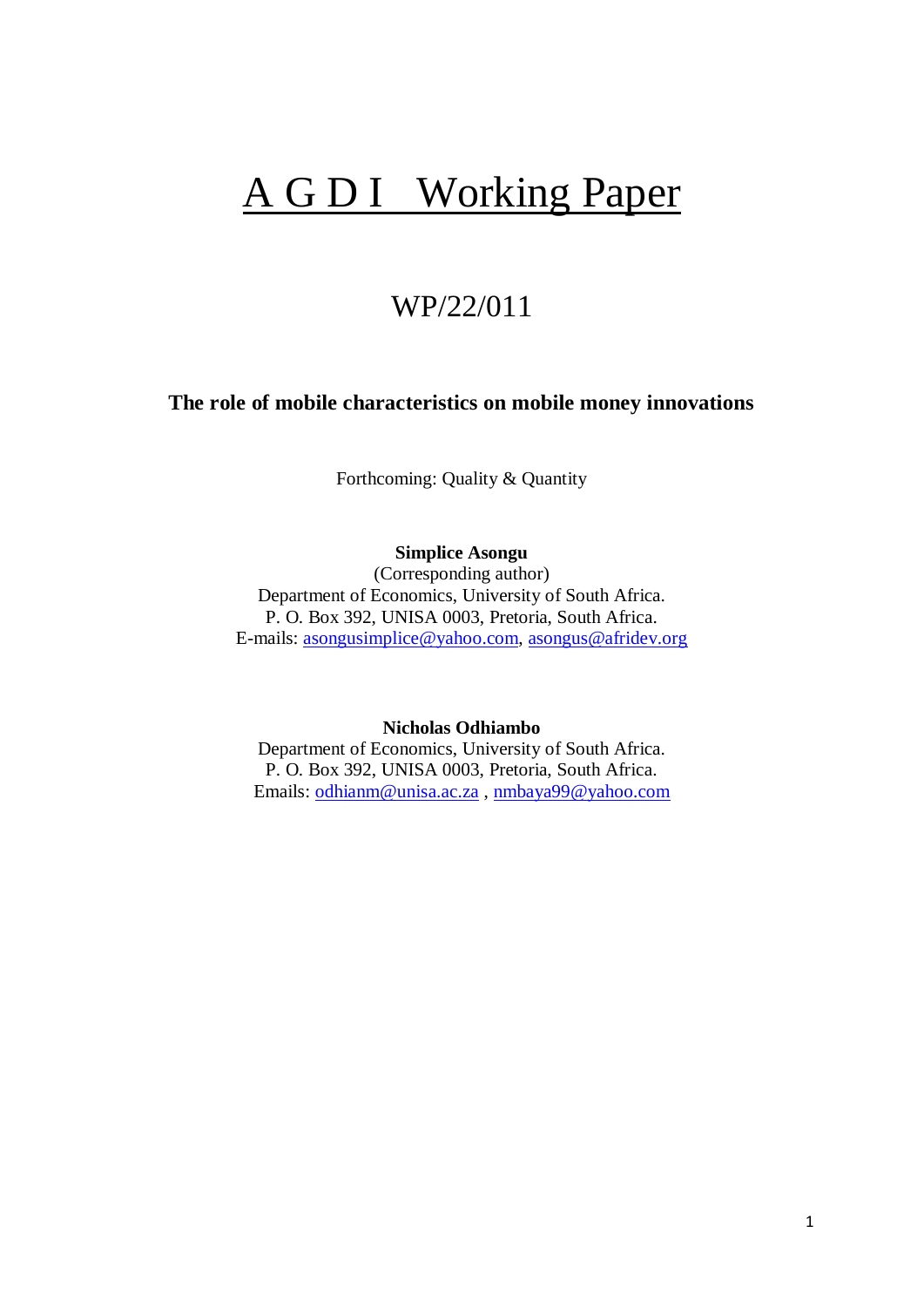# A G D I Working Paper

## WP/22/011

**The role of mobile characteristics on mobile money innovations**

Forthcoming: Quality & Quantity

**Simplice Asongu**
(Corresponding author)
Department of Economics, University of South Africa.
P. O. Box 392, UNISA 0003, Pretoria, South Africa.
E-mails: asongusimplice@yahoo.com, asongus@afridev.org

**Nicholas Odhiambo**
Department of Economics, University of South Africa.
P. O. Box 392, UNISA 0003, Pretoria, South Africa.
Emails: odhianm@unisa.ac.za , nmbaya99@yahoo.com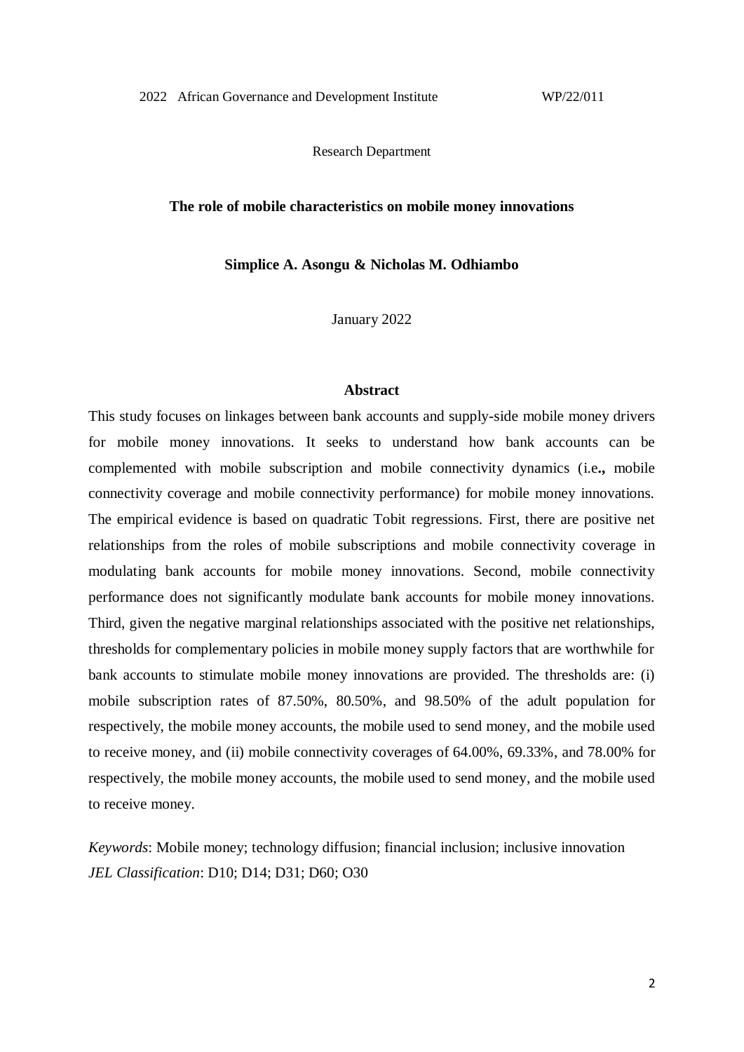2022 African Governance and Development Institute WP/22/011

Research Department

**The role of mobile characteristics on mobile money innovations**

**Simplice A. Asongu & Nicholas M. Odhiambo**

January 2022

## Abstract

This study focuses on linkages between bank accounts and supply-side mobile money drivers for mobile money innovations. It seeks to understand how bank accounts can be complemented with mobile subscription and mobile connectivity dynamics (i.e**.,** mobile connectivity coverage and mobile connectivity performance) for mobile money innovations. The empirical evidence is based on quadratic Tobit regressions. First, there are positive net relationships from the roles of mobile subscriptions and mobile connectivity coverage in modulating bank accounts for mobile money innovations. Second, mobile connectivity performance does not significantly modulate bank accounts for mobile money innovations. Third, given the negative marginal relationships associated with the positive net relationships, thresholds for complementary policies in mobile money supply factors that are worthwhile for bank accounts to stimulate mobile money innovations are provided. The thresholds are: (i) mobile subscription rates of 87.50%, 80.50%, and 98.50% of the adult population for respectively, the mobile money accounts, the mobile used to send money, and the mobile used to receive money, and (ii) mobile connectivity coverages of 64.00%, 69.33%, and 78.00% for respectively, the mobile money accounts, the mobile used to send money, and the mobile used to receive money.

*Keywords*: Mobile money; technology diffusion; financial inclusion; inclusive innovation
*JEL Classification*: D10; D14; D31; D60; O30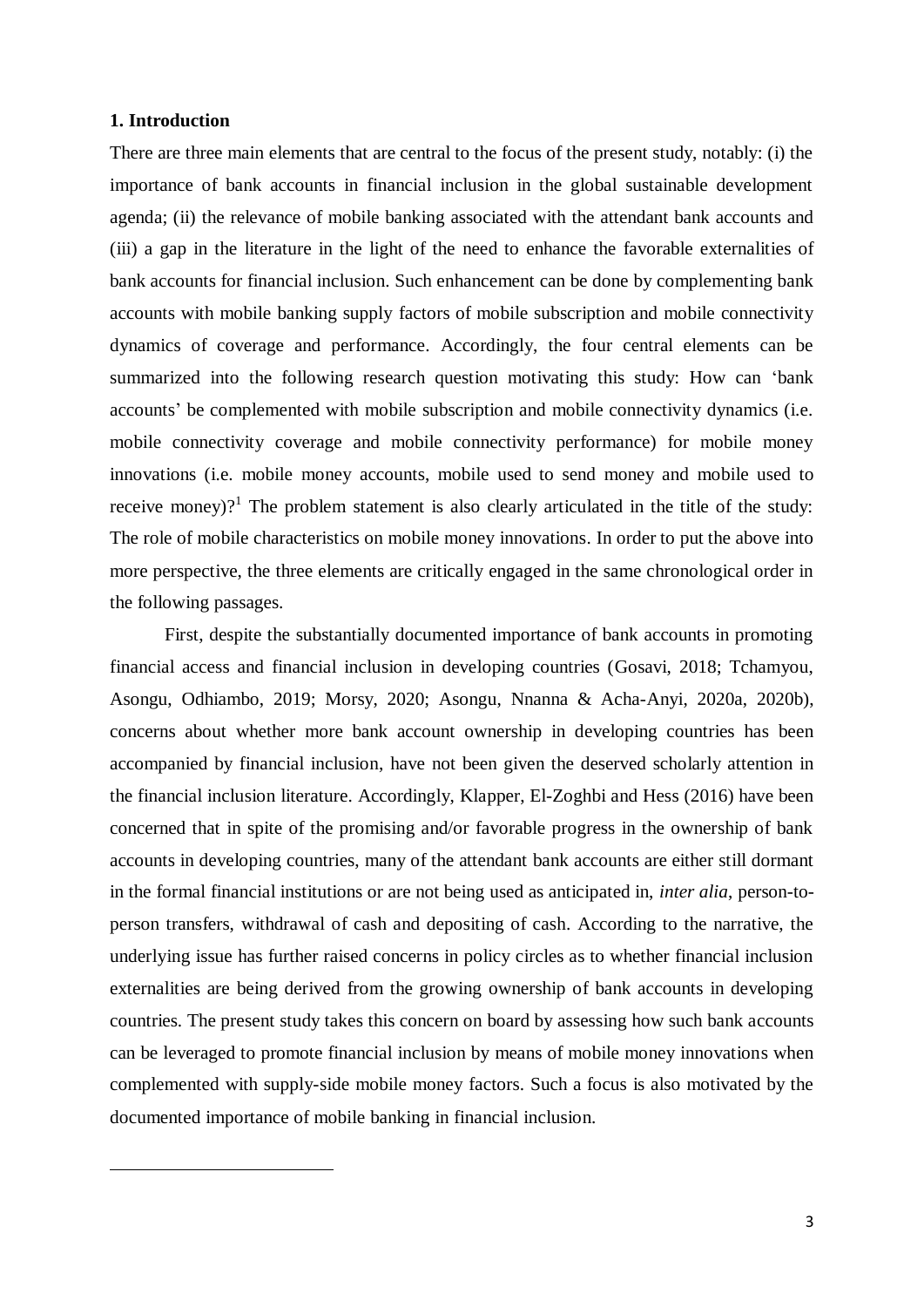## 1. Introduction

There are three main elements that are central to the focus of the present study, notably: (i) the importance of bank accounts in financial inclusion in the global sustainable development agenda; (ii) the relevance of mobile banking associated with the attendant bank accounts and (iii) a gap in the literature in the light of the need to enhance the favorable externalities of bank accounts for financial inclusion. Such enhancement can be done by complementing bank accounts with mobile banking supply factors of mobile subscription and mobile connectivity dynamics of coverage and performance. Accordingly, the four central elements can be summarized into the following research question motivating this study: How can 'bank accounts' be complemented with mobile subscription and mobile connectivity dynamics (i.e. mobile connectivity coverage and mobile connectivity performance) for mobile money innovations (i.e. mobile money accounts, mobile used to send money and mobile used to receive money)?[1] The problem statement is also clearly articulated in the title of the study: The role of mobile characteristics on mobile money innovations. In order to put the above into more perspective, the three elements are critically engaged in the same chronological order in the following passages.

First, despite the substantially documented importance of bank accounts in promoting financial access and financial inclusion in developing countries (Gosavi, 2018; Tchamyou, Asongu, Odhiambo, 2019; Morsy, 2020; Asongu, Nnanna & Acha-Anyi, 2020a, 2020b), concerns about whether more bank account ownership in developing countries has been accompanied by financial inclusion, have not been given the deserved scholarly attention in the financial inclusion literature. Accordingly, Klapper, El-Zoghbi and Hess (2016) have been concerned that in spite of the promising and/or favorable progress in the ownership of bank accounts in developing countries, many of the attendant bank accounts are either still dormant in the formal financial institutions or are not being used as anticipated in, *inter alia*, person-to-person transfers, withdrawal of cash and depositing of cash. According to the narrative, the underlying issue has further raised concerns in policy circles as to whether financial inclusion externalities are being derived from the growing ownership of bank accounts in developing countries. The present study takes this concern on board by assessing how such bank accounts can be leveraged to promote financial inclusion by means of mobile money innovations when complemented with supply-side mobile money factors. Such a focus is also motivated by the documented importance of mobile banking in financial inclusion.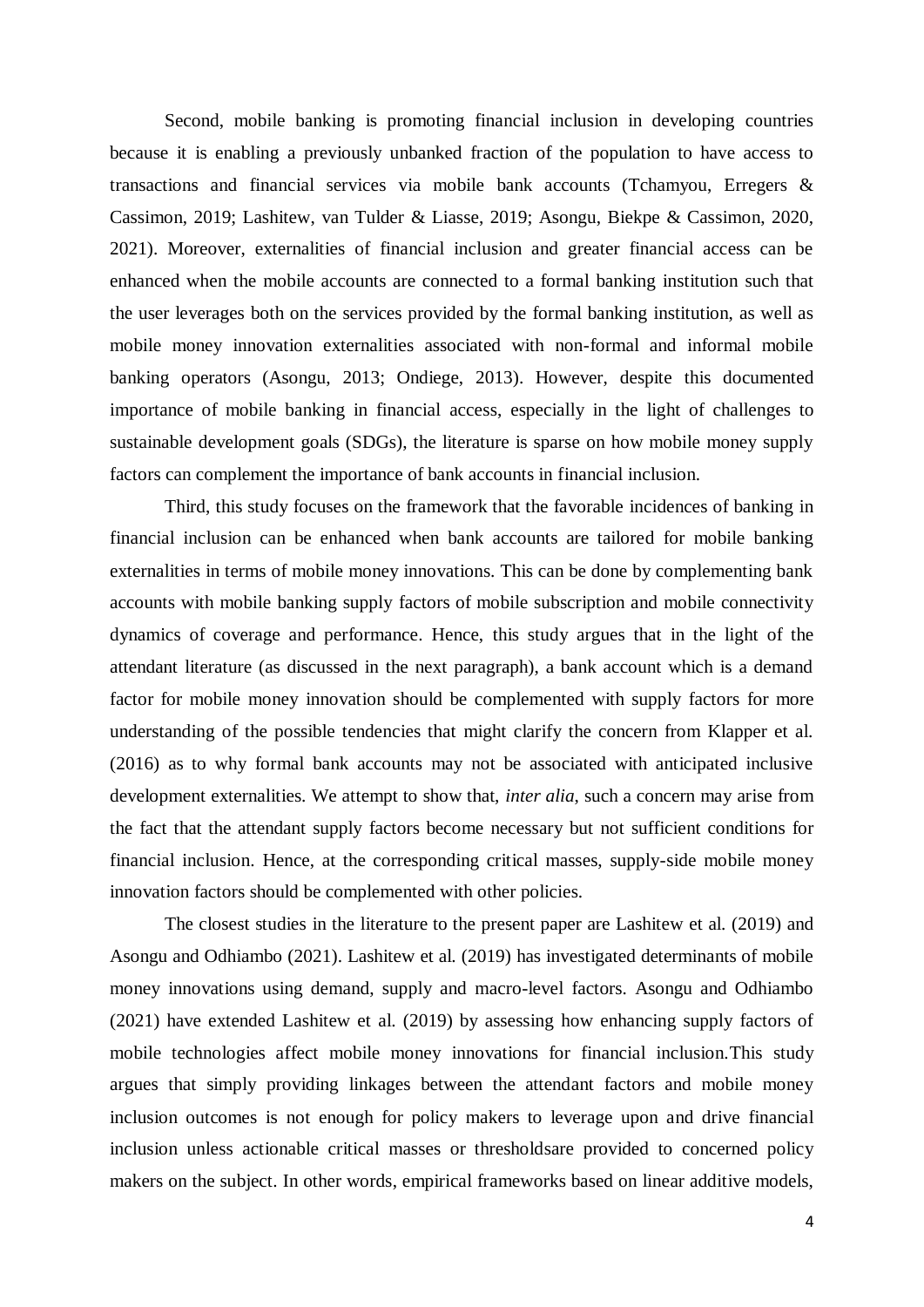Second, mobile banking is promoting financial inclusion in developing countries because it is enabling a previously unbanked fraction of the population to have access to transactions and financial services via mobile bank accounts (Tchamyou, Erregers & Cassimon, 2019; Lashitew, van Tulder & Liasse, 2019; Asongu, Biekpe & Cassimon, 2020, 2021). Moreover, externalities of financial inclusion and greater financial access can be enhanced when the mobile accounts are connected to a formal banking institution such that the user leverages both on the services provided by the formal banking institution, as well as mobile money innovation externalities associated with non-formal and informal mobile banking operators (Asongu, 2013; Ondiege, 2013). However, despite this documented importance of mobile banking in financial access, especially in the light of challenges to sustainable development goals (SDGs), the literature is sparse on how mobile money supply factors can complement the importance of bank accounts in financial inclusion.

Third, this study focuses on the framework that the favorable incidences of banking in financial inclusion can be enhanced when bank accounts are tailored for mobile banking externalities in terms of mobile money innovations. This can be done by complementing bank accounts with mobile banking supply factors of mobile subscription and mobile connectivity dynamics of coverage and performance. Hence, this study argues that in the light of the attendant literature (as discussed in the next paragraph), a bank account which is a demand factor for mobile money innovation should be complemented with supply factors for more understanding of the possible tendencies that might clarify the concern from Klapper et al. (2016) as to why formal bank accounts may not be associated with anticipated inclusive development externalities. We attempt to show that, *inter alia*, such a concern may arise from the fact that the attendant supply factors become necessary but not sufficient conditions for financial inclusion. Hence, at the corresponding critical masses, supply-side mobile money innovation factors should be complemented with other policies.

The closest studies in the literature to the present paper are Lashitew et al. (2019) and Asongu and Odhiambo (2021). Lashitew et al. (2019) has investigated determinants of mobile money innovations using demand, supply and macro-level factors. Asongu and Odhiambo (2021) have extended Lashitew et al. (2019) by assessing how enhancing supply factors of mobile technologies affect mobile money innovations for financial inclusion.This study argues that simply providing linkages between the attendant factors and mobile money inclusion outcomes is not enough for policy makers to leverage upon and drive financial inclusion unless actionable critical masses or thresholdsare provided to concerned policy makers on the subject. In other words, empirical frameworks based on linear additive models,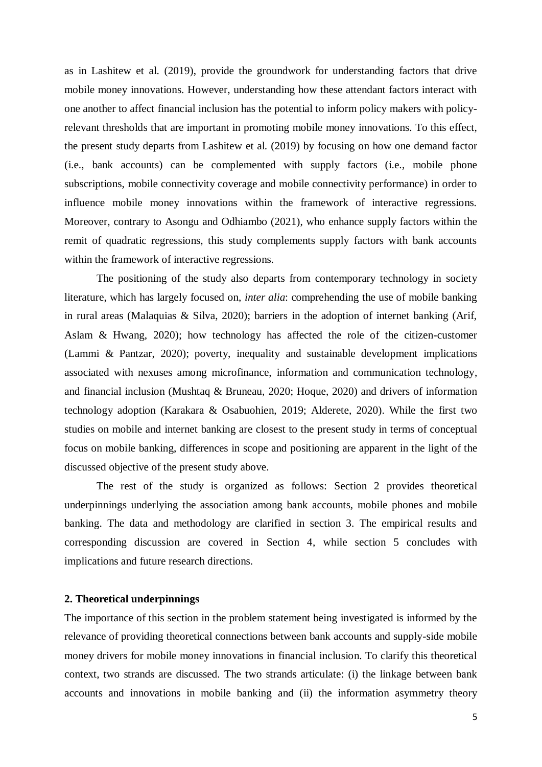as in Lashitew et al. (2019), provide the groundwork for understanding factors that drive mobile money innovations. However, understanding how these attendant factors interact with one another to affect financial inclusion has the potential to inform policy makers with policy-relevant thresholds that are important in promoting mobile money innovations. To this effect, the present study departs from Lashitew et al. (2019) by focusing on how one demand factor (i.e., bank accounts) can be complemented with supply factors (i.e., mobile phone subscriptions, mobile connectivity coverage and mobile connectivity performance) in order to influence mobile money innovations within the framework of interactive regressions. Moreover, contrary to Asongu and Odhiambo (2021), who enhance supply factors within the remit of quadratic regressions, this study complements supply factors with bank accounts within the framework of interactive regressions.

The positioning of the study also departs from contemporary technology in society literature, which has largely focused on, *inter alia*: comprehending the use of mobile banking in rural areas (Malaquias & Silva, 2020); barriers in the adoption of internet banking (Arif, Aslam & Hwang, 2020); how technology has affected the role of the citizen-customer (Lammi & Pantzar, 2020); poverty, inequality and sustainable development implications associated with nexuses among microfinance, information and communication technology, and financial inclusion (Mushtaq & Bruneau, 2020; Hoque, 2020) and drivers of information technology adoption (Karakara & Osabuohien, 2019; Alderete, 2020). While the first two studies on mobile and internet banking are closest to the present study in terms of conceptual focus on mobile banking, differences in scope and positioning are apparent in the light of the discussed objective of the present study above.

The rest of the study is organized as follows: Section 2 provides theoretical underpinnings underlying the association among bank accounts, mobile phones and mobile banking. The data and methodology are clarified in section 3. The empirical results and corresponding discussion are covered in Section 4, while section 5 concludes with implications and future research directions.

## 2. Theoretical underpinnings

The importance of this section in the problem statement being investigated is informed by the relevance of providing theoretical connections between bank accounts and supply-side mobile money drivers for mobile money innovations in financial inclusion. To clarify this theoretical context, two strands are discussed. The two strands articulate: (i) the linkage between bank accounts and innovations in mobile banking and (ii) the information asymmetry theory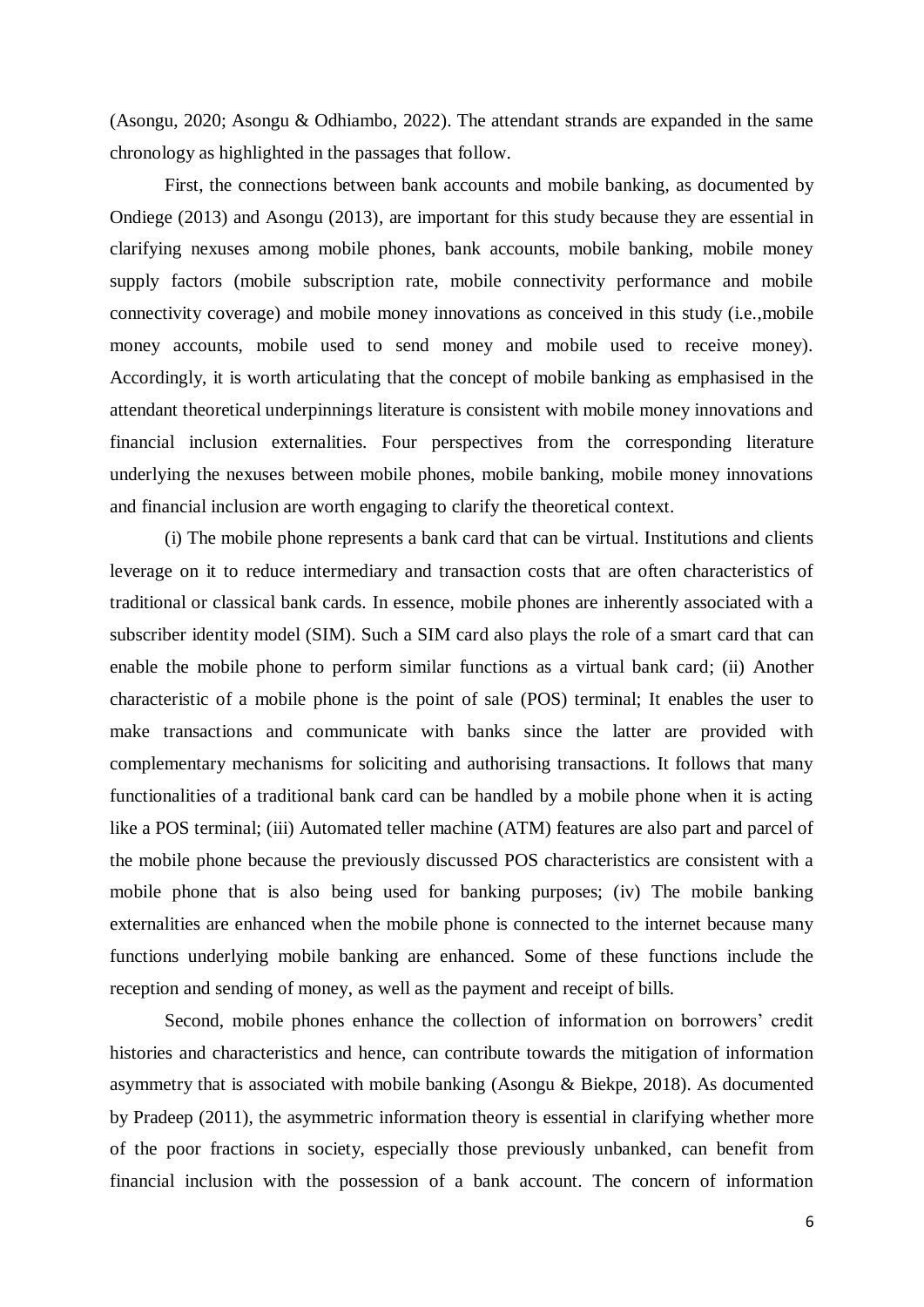(Asongu, 2020; Asongu & Odhiambo, 2022). The attendant strands are expanded in the same chronology as highlighted in the passages that follow.

First, the connections between bank accounts and mobile banking, as documented by Ondiege (2013) and Asongu (2013), are important for this study because they are essential in clarifying nexuses among mobile phones, bank accounts, mobile banking, mobile money supply factors (mobile subscription rate, mobile connectivity performance and mobile connectivity coverage) and mobile money innovations as conceived in this study (i.e.,mobile money accounts, mobile used to send money and mobile used to receive money). Accordingly, it is worth articulating that the concept of mobile banking as emphasised in the attendant theoretical underpinnings literature is consistent with mobile money innovations and financial inclusion externalities. Four perspectives from the corresponding literature underlying the nexuses between mobile phones, mobile banking, mobile money innovations and financial inclusion are worth engaging to clarify the theoretical context.

(i) The mobile phone represents a bank card that can be virtual. Institutions and clients leverage on it to reduce intermediary and transaction costs that are often characteristics of traditional or classical bank cards. In essence, mobile phones are inherently associated with a subscriber identity model (SIM). Such a SIM card also plays the role of a smart card that can enable the mobile phone to perform similar functions as a virtual bank card; (ii) Another characteristic of a mobile phone is the point of sale (POS) terminal; It enables the user to make transactions and communicate with banks since the latter are provided with complementary mechanisms for soliciting and authorising transactions. It follows that many functionalities of a traditional bank card can be handled by a mobile phone when it is acting like a POS terminal; (iii) Automated teller machine (ATM) features are also part and parcel of the mobile phone because the previously discussed POS characteristics are consistent with a mobile phone that is also being used for banking purposes; (iv) The mobile banking externalities are enhanced when the mobile phone is connected to the internet because many functions underlying mobile banking are enhanced. Some of these functions include the reception and sending of money, as well as the payment and receipt of bills.

Second, mobile phones enhance the collection of information on borrowers' credit histories and characteristics and hence, can contribute towards the mitigation of information asymmetry that is associated with mobile banking (Asongu & Biekpe, 2018). As documented by Pradeep (2011), the asymmetric information theory is essential in clarifying whether more of the poor fractions in society, especially those previously unbanked, can benefit from financial inclusion with the possession of a bank account. The concern of information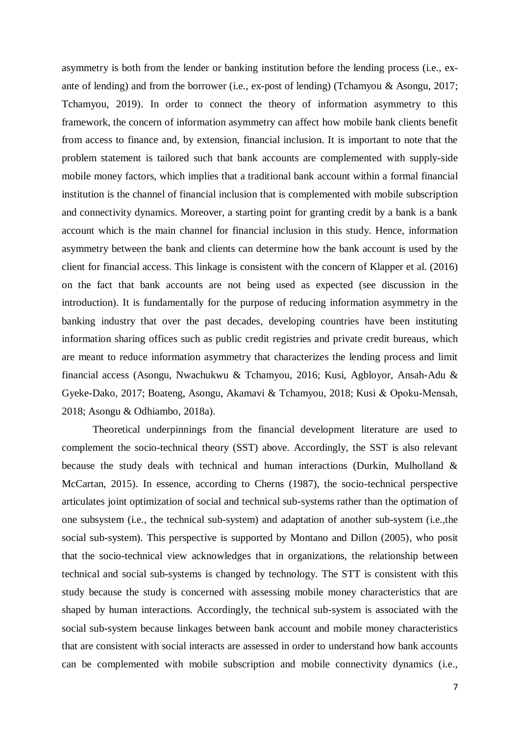asymmetry is both from the lender or banking institution before the lending process (i.e., ex-ante of lending) and from the borrower (i.e., ex-post of lending) (Tchamyou & Asongu, 2017; Tchamyou, 2019). In order to connect the theory of information asymmetry to this framework, the concern of information asymmetry can affect how mobile bank clients benefit from access to finance and, by extension, financial inclusion. It is important to note that the problem statement is tailored such that bank accounts are complemented with supply-side mobile money factors, which implies that a traditional bank account within a formal financial institution is the channel of financial inclusion that is complemented with mobile subscription and connectivity dynamics. Moreover, a starting point for granting credit by a bank is a bank account which is the main channel for financial inclusion in this study. Hence, information asymmetry between the bank and clients can determine how the bank account is used by the client for financial access. This linkage is consistent with the concern of Klapper et al. (2016) on the fact that bank accounts are not being used as expected (see discussion in the introduction). It is fundamentally for the purpose of reducing information asymmetry in the banking industry that over the past decades, developing countries have been instituting information sharing offices such as public credit registries and private credit bureaus, which are meant to reduce information asymmetry that characterizes the lending process and limit financial access (Asongu, Nwachukwu & Tchamyou, 2016; Kusi, Agbloyor, Ansah-Adu & Gyeke-Dako, 2017; Boateng, Asongu, Akamavi & Tchamyou, 2018; Kusi & Opoku-Mensah, 2018; Asongu & Odhiambo, 2018a).

Theoretical underpinnings from the financial development literature are used to complement the socio-technical theory (SST) above. Accordingly, the SST is also relevant because the study deals with technical and human interactions (Durkin, Mulholland & McCartan, 2015). In essence, according to Cherns (1987), the socio-technical perspective articulates joint optimization of social and technical sub-systems rather than the optimation of one subsystem (i.e., the technical sub-system) and adaptation of another sub-system (i.e.,the social sub-system). This perspective is supported by Montano and Dillon (2005), who posit that the socio-technical view acknowledges that in organizations, the relationship between technical and social sub-systems is changed by technology. The STT is consistent with this study because the study is concerned with assessing mobile money characteristics that are shaped by human interactions. Accordingly, the technical sub-system is associated with the social sub-system because linkages between bank account and mobile money characteristics that are consistent with social interacts are assessed in order to understand how bank accounts can be complemented with mobile subscription and mobile connectivity dynamics (i.e.,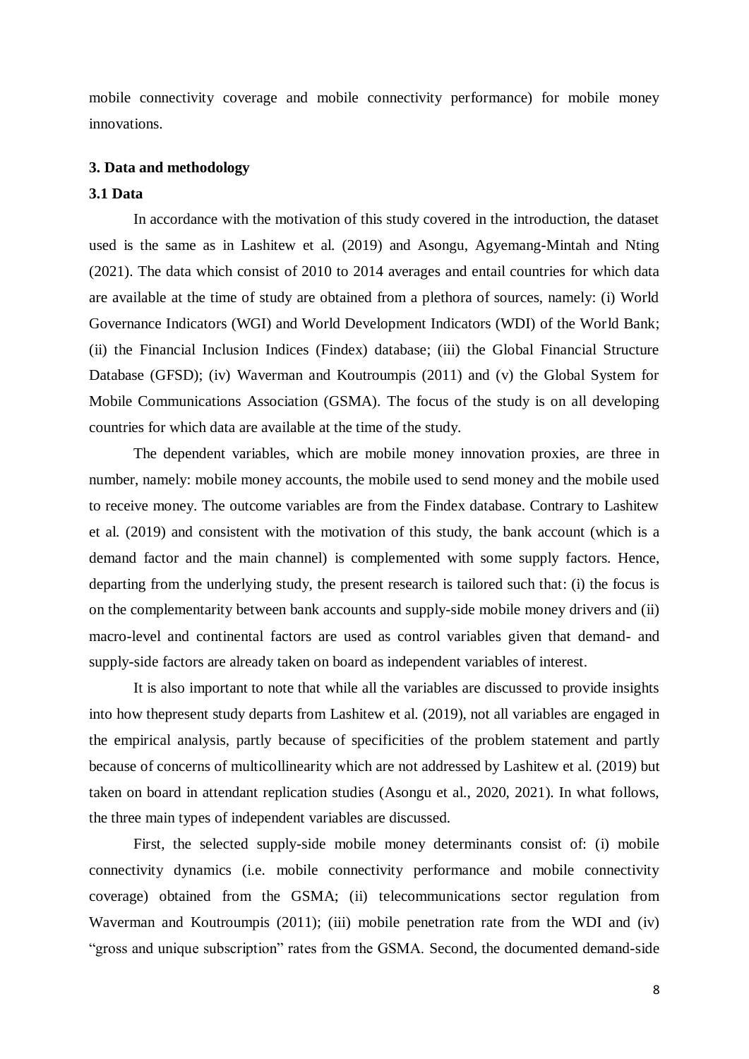mobile connectivity coverage and mobile connectivity performance) for mobile money innovations.

## 3. Data and methodology

### 3.1 Data

In accordance with the motivation of this study covered in the introduction, the dataset used is the same as in Lashitew et al. (2019) and Asongu, Agyemang-Mintah and Nting (2021). The data which consist of 2010 to 2014 averages and entail countries for which data are available at the time of study are obtained from a plethora of sources, namely: (i) World Governance Indicators (WGI) and World Development Indicators (WDI) of the World Bank; (ii) the Financial Inclusion Indices (Findex) database; (iii) the Global Financial Structure Database (GFSD); (iv) Waverman and Koutroumpis (2011) and (v) the Global System for Mobile Communications Association (GSMA). The focus of the study is on all developing countries for which data are available at the time of the study.

The dependent variables, which are mobile money innovation proxies, are three in number, namely: mobile money accounts, the mobile used to send money and the mobile used to receive money. The outcome variables are from the Findex database. Contrary to Lashitew et al. (2019) and consistent with the motivation of this study, the bank account (which is a demand factor and the main channel) is complemented with some supply factors. Hence, departing from the underlying study, the present research is tailored such that: (i) the focus is on the complementarity between bank accounts and supply-side mobile money drivers and (ii) macro-level and continental factors are used as control variables given that demand- and supply-side factors are already taken on board as independent variables of interest.

It is also important to note that while all the variables are discussed to provide insights into how thepresent study departs from Lashitew et al. (2019), not all variables are engaged in the empirical analysis, partly because of specificities of the problem statement and partly because of concerns of multicollinearity which are not addressed by Lashitew et al. (2019) but taken on board in attendant replication studies (Asongu et al., 2020, 2021). In what follows, the three main types of independent variables are discussed.

First, the selected supply-side mobile money determinants consist of: (i) mobile connectivity dynamics (i.e. mobile connectivity performance and mobile connectivity coverage) obtained from the GSMA; (ii) telecommunications sector regulation from Waverman and Koutroumpis (2011); (iii) mobile penetration rate from the WDI and (iv) "gross and unique subscription" rates from the GSMA. Second, the documented demand-side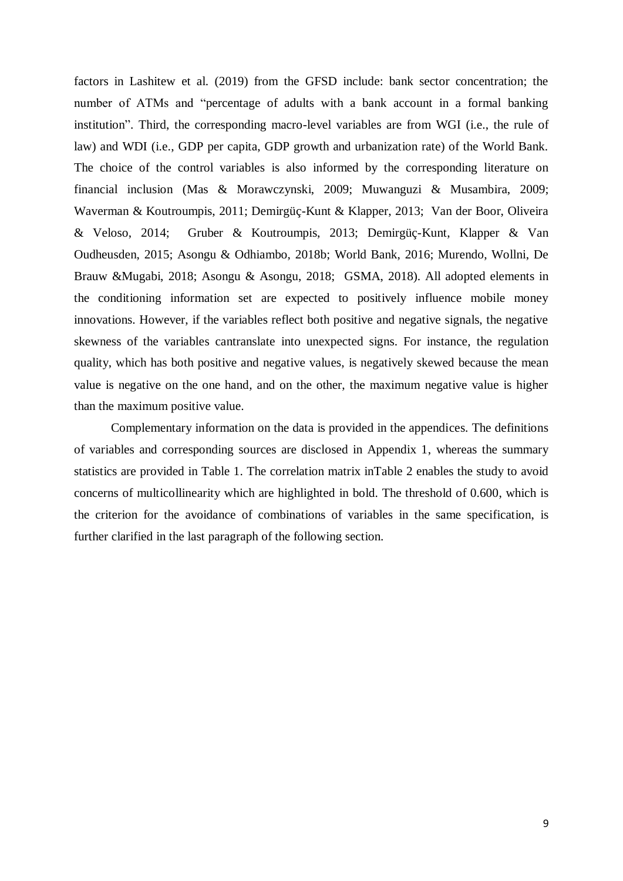factors in Lashitew et al. (2019) from the GFSD include: bank sector concentration; the number of ATMs and "percentage of adults with a bank account in a formal banking institution". Third, the corresponding macro-level variables are from WGI (i.e., the rule of law) and WDI (i.e., GDP per capita, GDP growth and urbanization rate) of the World Bank. The choice of the control variables is also informed by the corresponding literature on financial inclusion (Mas & Morawczynski, 2009; Muwanguzi & Musambira, 2009; Waverman & Koutroumpis, 2011; Demirgüç-Kunt & Klapper, 2013; Van der Boor, Oliveira & Veloso, 2014; Gruber & Koutroumpis, 2013; Demirgüç-Kunt, Klapper & Van Oudheusden, 2015; Asongu & Odhiambo, 2018b; World Bank, 2016; Murendo, Wollni, De Brauw &Mugabi, 2018; Asongu & Asongu, 2018; GSMA, 2018). All adopted elements in the conditioning information set are expected to positively influence mobile money innovations. However, if the variables reflect both positive and negative signals, the negative skewness of the variables cantranslate into unexpected signs. For instance, the regulation quality, which has both positive and negative values, is negatively skewed because the mean value is negative on the one hand, and on the other, the maximum negative value is higher than the maximum positive value.

Complementary information on the data is provided in the appendices. The definitions of variables and corresponding sources are disclosed in Appendix 1, whereas the summary statistics are provided in Table 1. The correlation matrix inTable 2 enables the study to avoid concerns of multicollinearity which are highlighted in bold. The threshold of 0.600, which is the criterion for the avoidance of combinations of variables in the same specification, is further clarified in the last paragraph of the following section.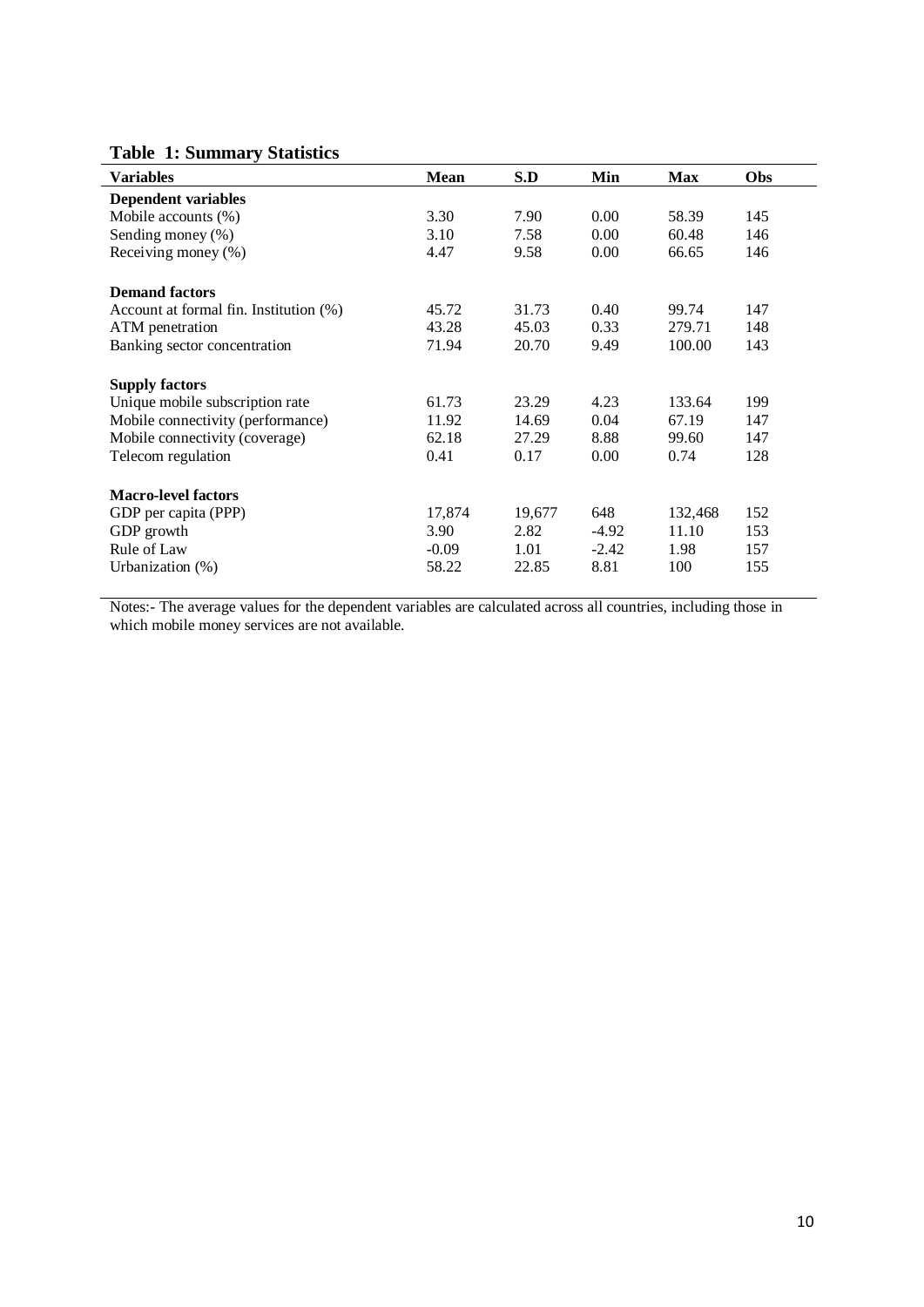**Table 1: Summary Statistics**

| Variables | Mean | S.D | Min | Max | Obs |
|---|---|---|---|---|---|
| **Dependent variables** | | | | | |
| Mobile accounts (%) | 3.30 | 7.90 | 0.00 | 58.39 | 145 |
| Sending money (%) | 3.10 | 7.58 | 0.00 | 60.48 | 146 |
| Receiving money (%) | 4.47 | 9.58 | 0.00 | 66.65 | 146 |
| **Demand factors** | | | | | |
| Account at formal fin. Institution (%) | 45.72 | 31.73 | 0.40 | 99.74 | 147 |
| ATM penetration | 43.28 | 45.03 | 0.33 | 279.71 | 148 |
| Banking sector concentration | 71.94 | 20.70 | 9.49 | 100.00 | 143 |
| **Supply factors** | | | | | |
| Unique mobile subscription rate | 61.73 | 23.29 | 4.23 | 133.64 | 199 |
| Mobile connectivity (performance) | 11.92 | 14.69 | 0.04 | 67.19 | 147 |
| Mobile connectivity (coverage) | 62.18 | 27.29 | 8.88 | 99.60 | 147 |
| Telecom regulation | 0.41 | 0.17 | 0.00 | 0.74 | 128 |
| **Macro-level factors** | | | | | |
| GDP per capita (PPP) | 17,874 | 19,677 | 648 | 132,468 | 152 |
| GDP growth | 3.90 | 2.82 | -4.92 | 11.10 | 153 |
| Rule of Law | -0.09 | 1.01 | -2.42 | 1.98 | 157 |
| Urbanization (%) | 58.22 | 22.85 | 8.81 | 100 | 155 |

Notes:- The average values for the dependent variables are calculated across all countries, including those in which mobile money services are not available.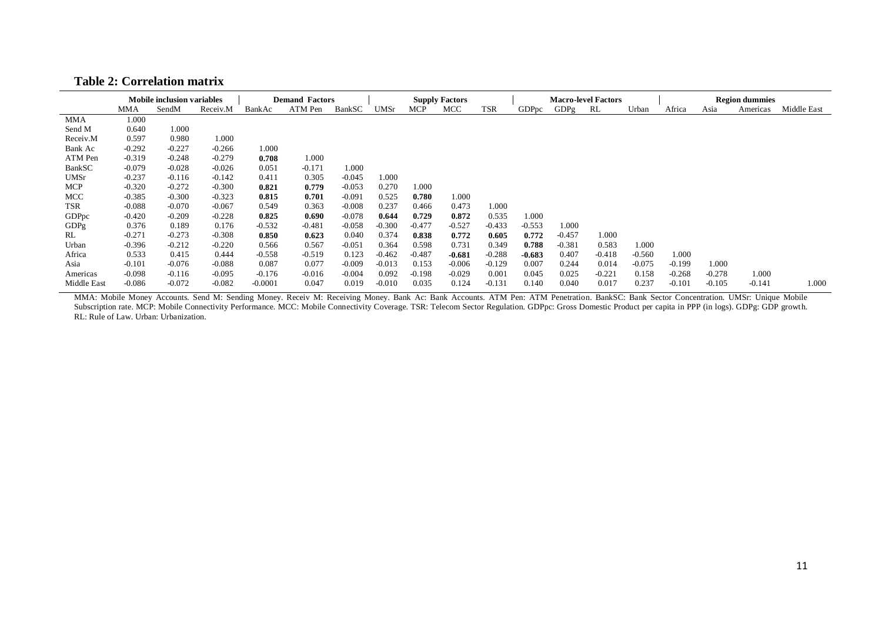**Table 2: Correlation matrix**

| | Mobile inclusion variables | | | Demand Factors | | | Supply Factors | | | | Macro-level Factors | | | | Region dummies | | | |
|---|---|---|---|---|---|---|---|---|---|---|---|---|---|---|---|---|---|---|
| | MMA | SendM | Receiv.M | BankAc | ATM Pen | BankSC | UMSr | MCP | MCC | TSR | GDPpc | GDPg | RL | Urban | Africa | Asia | Americas | Middle East |
| MMA | 1.000 | | | | | | | | | | | | | | | | | |
| Send M | 0.640 | 1.000 | | | | | | | | | | | | | | | | |
| Receiv.M | 0.597 | 0.980 | 1.000 | | | | | | | | | | | | | | | |
| Bank Ac | -0.292 | -0.227 | -0.266 | 1.000 | | | | | | | | | | | | | | |
| ATM Pen | -0.319 | -0.248 | -0.279 | **0.708** | 1.000 | | | | | | | | | | | | | |
| BankSC | -0.079 | -0.028 | -0.026 | 0.051 | -0.171 | 1.000 | | | | | | | | | | | | |
| UMSr | -0.237 | -0.116 | -0.142 | 0.411 | 0.305 | -0.045 | 1.000 | | | | | | | | | | | |
| MCP | -0.320 | -0.272 | -0.300 | **0.821** | **0.779** | -0.053 | 0.270 | 1.000 | | | | | | | | | | |
| MCC | -0.385 | -0.300 | -0.323 | **0.815** | **0.701** | -0.091 | 0.525 | **0.780** | 1.000 | | | | | | | | | |
| TSR | -0.088 | -0.070 | -0.067 | 0.549 | 0.363 | -0.008 | 0.237 | 0.466 | 0.473 | 1.000 | | | | | | | | |
| GDPpc | -0.420 | -0.209 | -0.228 | **0.825** | **0.690** | -0.078 | **0.644** | **0.729** | **0.872** | 0.535 | 1.000 | | | | | | | |
| GDPg | 0.376 | 0.189 | 0.176 | -0.532 | -0.481 | -0.058 | -0.300 | -0.477 | -0.527 | -0.433 | -0.553 | 1.000 | | | | | | |
| RL | -0.271 | -0.273 | -0.308 | **0.850** | **0.623** | 0.040 | 0.374 | **0.838** | **0.772** | **0.605** | **0.772** | -0.457 | 1.000 | | | | | |
| Urban | -0.396 | -0.212 | -0.220 | 0.566 | 0.567 | -0.051 | 0.364 | 0.598 | 0.731 | 0.349 | **0.788** | -0.381 | 0.583 | 1.000 | | | | |
| Africa | 0.533 | 0.415 | 0.444 | -0.558 | -0.519 | 0.123 | -0.462 | -0.487 | **-0.681** | -0.288 | **-0.683** | 0.407 | -0.418 | -0.560 | 1.000 | | | |
| Asia | -0.101 | -0.076 | -0.088 | 0.087 | 0.077 | -0.009 | -0.013 | 0.153 | -0.006 | -0.129 | 0.007 | 0.244 | 0.014 | -0.075 | -0.199 | 1.000 | | |
| Americas | -0.098 | -0.116 | -0.095 | -0.176 | -0.016 | -0.004 | 0.092 | -0.198 | -0.029 | 0.001 | 0.045 | 0.025 | -0.221 | 0.158 | -0.268 | -0.278 | 1.000 | |
| Middle East | -0.086 | -0.072 | -0.082 | -0.0001 | 0.047 | 0.019 | -0.010 | 0.035 | 0.124 | -0.131 | 0.140 | 0.040 | 0.017 | 0.237 | -0.101 | -0.105 | -0.141 | 1.000 |

MMA: Mobile Money Accounts. Send M: Sending Money. Receiv M: Receiving Money. Bank Ac: Bank Accounts. ATM Pen: ATM Penetration. BankSC: Bank Sector Concentration. UMSr: Unique Mobile Subscription rate. MCP: Mobile Connectivity Performance. MCC: Mobile Connectivity Coverage. TSR: Telecom Sector Regulation. GDPpc: Gross Domestic Product per capita in PPP (in logs). GDPg: GDP growth. RL: Rule of Law. Urban: Urbanization.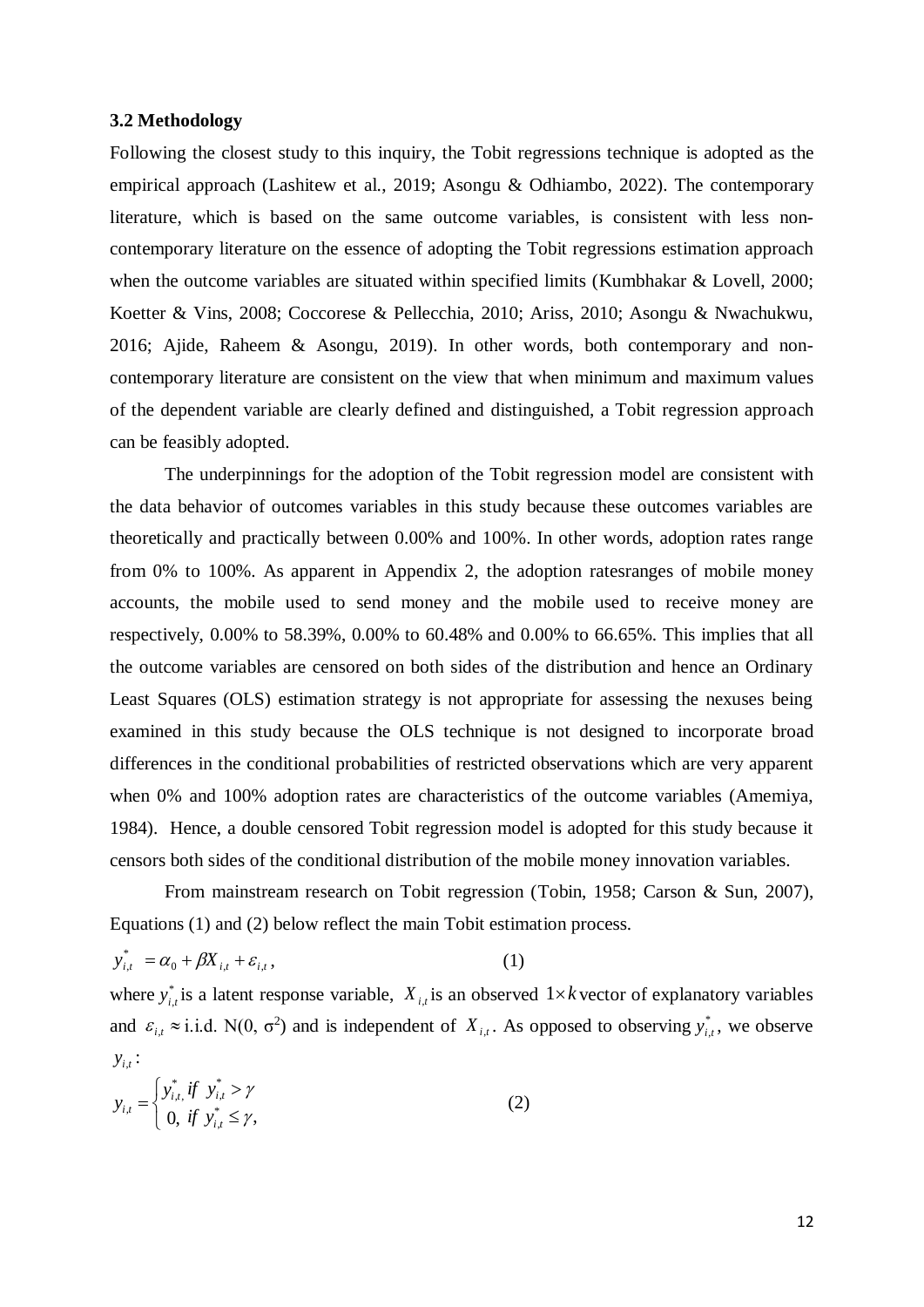### 3.2 Methodology

Following the closest study to this inquiry, the Tobit regressions technique is adopted as the empirical approach (Lashitew et al., 2019; Asongu & Odhiambo, 2022). The contemporary literature, which is based on the same outcome variables, is consistent with less non-contemporary literature on the essence of adopting the Tobit regressions estimation approach when the outcome variables are situated within specified limits (Kumbhakar & Lovell, 2000; Koetter & Vins, 2008; Coccorese & Pellecchia, 2010; Ariss, 2010; Asongu & Nwachukwu, 2016; Ajide, Raheem & Asongu, 2019). In other words, both contemporary and non-contemporary literature are consistent on the view that when minimum and maximum values of the dependent variable are clearly defined and distinguished, a Tobit regression approach can be feasibly adopted.

The underpinnings for the adoption of the Tobit regression model are consistent with the data behavior of outcomes variables in this study because these outcomes variables are theoretically and practically between 0.00% and 100%. In other words, adoption rates range from 0% to 100%. As apparent in Appendix 2, the adoption ratesranges of mobile money accounts, the mobile used to send money and the mobile used to receive money are respectively, 0.00% to 58.39%, 0.00% to 60.48% and 0.00% to 66.65%. This implies that all the outcome variables are censored on both sides of the distribution and hence an Ordinary Least Squares (OLS) estimation strategy is not appropriate for assessing the nexuses being examined in this study because the OLS technique is not designed to incorporate broad differences in the conditional probabilities of restricted observations which are very apparent when 0% and 100% adoption rates are characteristics of the outcome variables (Amemiya, 1984). Hence, a double censored Tobit regression model is adopted for this study because it censors both sides of the conditional distribution of the mobile money innovation variables.

From mainstream research on Tobit regression (Tobin, 1958; Carson & Sun, 2007), Equations (1) and (2) below reflect the main Tobit estimation process.

$$y^{*}_{i,t} = \alpha_0 + \beta X_{i,t} + \varepsilon_{i,t}, \qquad (1)$$

where $y^{*}_{i,t}$ is a latent response variable, $X_{i,t}$ is an observed $1 \times k$ vector of explanatory variables and $\varepsilon_{i,t} \approx$ i.i.d. N(0, $\sigma^2$) and is independent of $X_{i,t}$. As opposed to observing $y^{*}_{i,t}$, we observe $y_{i,t}$:

$$y_{i,t} = \begin{cases} y^{*}_{i,t,} \; if \; y^{*}_{i,t} > \gamma \\ 0, \; if \; y^{*}_{i,t} \leq \gamma, \end{cases} \qquad (2)$$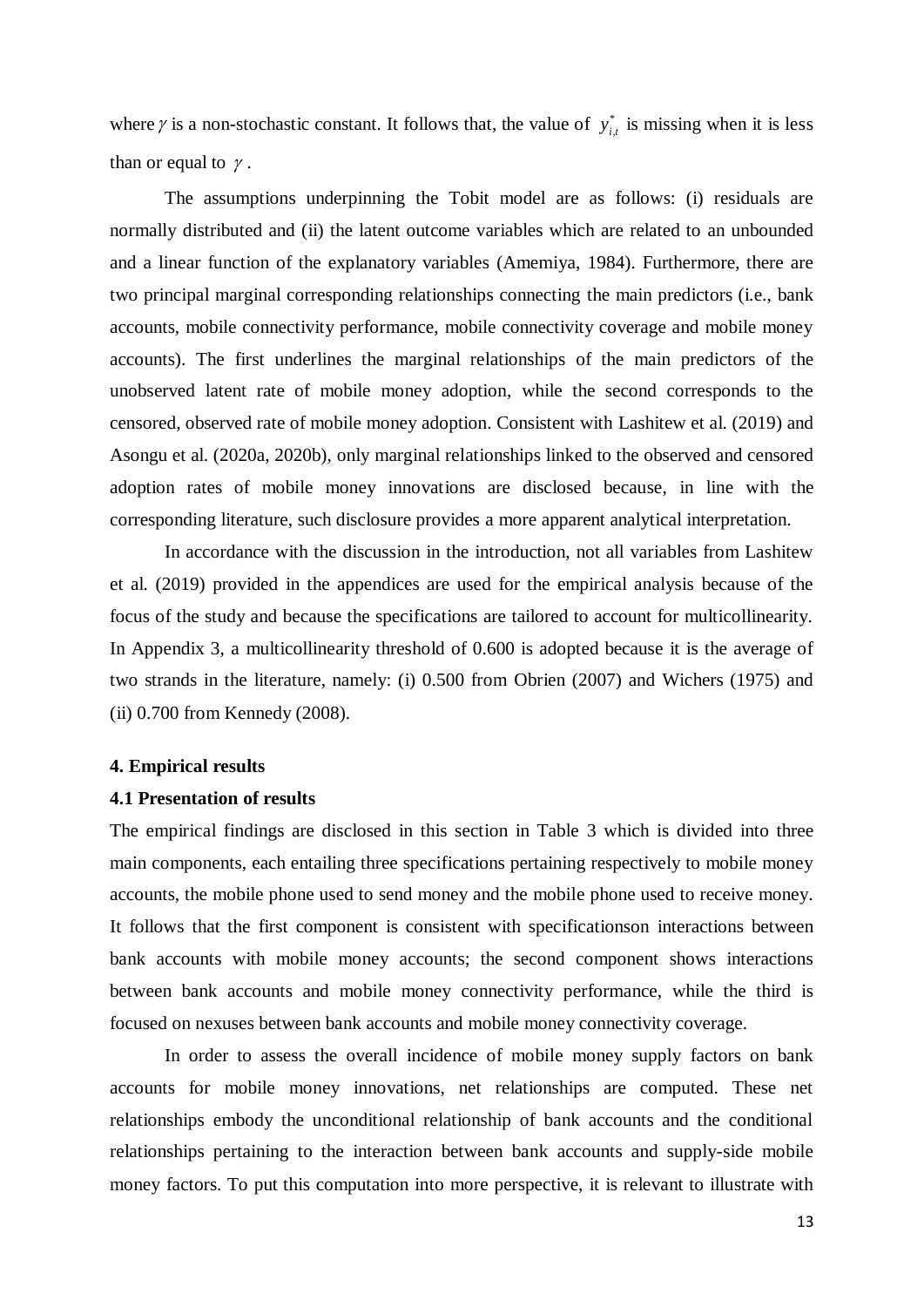where $\gamma$ is a non-stochastic constant. It follows that, the value of $y^*_{i,t}$ is missing when it is less than or equal to $\gamma$.

The assumptions underpinning the Tobit model are as follows: (i) residuals are normally distributed and (ii) the latent outcome variables which are related to an unbounded and a linear function of the explanatory variables (Amemiya, 1984). Furthermore, there are two principal marginal corresponding relationships connecting the main predictors (i.e., bank accounts, mobile connectivity performance, mobile connectivity coverage and mobile money accounts). The first underlines the marginal relationships of the main predictors of the unobserved latent rate of mobile money adoption, while the second corresponds to the censored, observed rate of mobile money adoption. Consistent with Lashitew et al. (2019) and Asongu et al. (2020a, 2020b), only marginal relationships linked to the observed and censored adoption rates of mobile money innovations are disclosed because, in line with the corresponding literature, such disclosure provides a more apparent analytical interpretation.

In accordance with the discussion in the introduction, not all variables from Lashitew et al. (2019) provided in the appendices are used for the empirical analysis because of the focus of the study and because the specifications are tailored to account for multicollinearity. In Appendix 3, a multicollinearity threshold of 0.600 is adopted because it is the average of two strands in the literature, namely: (i) 0.500 from Obrien (2007) and Wichers (1975) and (ii) 0.700 from Kennedy (2008).

## 4. Empirical results

### 4.1 Presentation of results

The empirical findings are disclosed in this section in Table 3 which is divided into three main components, each entailing three specifications pertaining respectively to mobile money accounts, the mobile phone used to send money and the mobile phone used to receive money. It follows that the first component is consistent with specificationson interactions between bank accounts with mobile money accounts; the second component shows interactions between bank accounts and mobile money connectivity performance, while the third is focused on nexuses between bank accounts and mobile money connectivity coverage.

In order to assess the overall incidence of mobile money supply factors on bank accounts for mobile money innovations, net relationships are computed. These net relationships embody the unconditional relationship of bank accounts and the conditional relationships pertaining to the interaction between bank accounts and supply-side mobile money factors. To put this computation into more perspective, it is relevant to illustrate with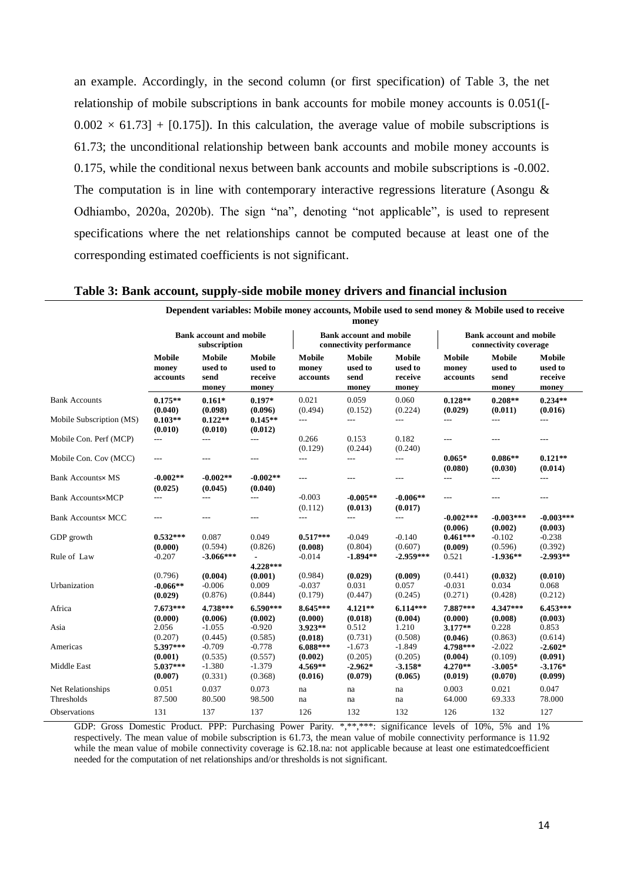an example. Accordingly, in the second column (or first specification) of Table 3, the net relationship of mobile subscriptions in bank accounts for mobile money accounts is 0.051([-$0.002 \times 61.73$] + [0.175]). In this calculation, the average value of mobile subscriptions is 61.73; the unconditional relationship between bank accounts and mobile money accounts is 0.175, while the conditional nexus between bank accounts and mobile subscriptions is -0.002. The computation is in line with contemporary interactive regressions literature (Asongu & Odhiambo, 2020a, 2020b). The sign "na", denoting "not applicable", is used to represent specifications where the net relationships cannot be computed because at least one of the corresponding estimated coefficients is not significant.

**Table 3: Bank account, supply-side mobile money drivers and financial inclusion**

| | Dependent variables: Mobile money accounts, Mobile used to send money & Mobile used to receive money | | | | | | | | |
|---|---|---|---|---|---|---|---|---|---|
| | Bank account and mobile subscription | | | Bank account and mobile connectivity performance | | | Bank account and mobile connectivity coverage | | |
| | Mobile money accounts | Mobile used to send money | Mobile used to receive money | Mobile money accounts | Mobile used to send money | Mobile used to receive money | Mobile money accounts | Mobile used to send money | Mobile used to receive money |
| Bank Accounts | **0.175**** | **0.161*** | **0.197*** | 0.021 | 0.059 | 0.060 | **0.128**** | **0.208**** | **0.234**** |
| | **(0.040)** | **(0.098)** | **(0.096)** | (0.494) | (0.152) | (0.224) | **(0.029)** | **(0.011)** | **(0.016)** |
| Mobile Subscription (MS) | **0.103**** | **0.122**** | **0.145**** | --- | --- | --- | --- | --- | --- |
| | **(0.010)** | **(0.010)** | **(0.012)** | | | | | | |
| Mobile Con. Perf (MCP) | --- | --- | --- | 0.266 | 0.153 | 0.182 | --- | --- | --- |
| | | | | (0.129) | (0.244) | (0.240) | | | |
| Mobile Con. Cov (MCC) | --- | --- | --- | --- | --- | --- | **0.065*** | **0.086**** | **0.121**** |
| | | | | | | | **(0.080)** | **(0.030)** | **(0.014)** |
| Bank Accounts× MS | **-0.002**** | **-0.002**** | **-0.002**** | --- | --- | --- | --- | --- | --- |
| | **(0.025)** | **(0.045)** | **(0.040)** | | | | | | |
| Bank Accounts×MCP | --- | --- | --- | -0.003 | **-0.005**** | **-0.006**** | --- | --- | --- |
| | | | | (0.112) | **(0.013)** | **(0.017)** | | | |
| Bank Accounts× MCC | --- | --- | --- | --- | --- | --- | **-0.002***** | **-0.003***** | **-0.003***** |
| | | | | | | | **(0.006)** | **(0.002)** | **(0.003)** |
| GDP growth | **0.532***** | 0.087 | 0.049 | **0.517***** | -0.049 | -0.140 | **0.461***** | -0.102 | -0.238 |
| | **(0.000)** | (0.594) | (0.826) | **(0.008)** | (0.804) | (0.607) | **(0.009)** | (0.596) | (0.392) |
| Rule of Law | -0.207 | **-3.066***** | **-4.228***** | -0.014 | **-1.894**** | **-2.959***** | 0.521 | **-1.936**** | **-2.993**** |
| | (0.796) | **(0.004)** | **(0.001)** | (0.984) | **(0.029)** | **(0.009)** | (0.441) | **(0.032)** | **(0.010)** |
| Urbanization | **-0.066**** | -0.006 | 0.009 | -0.037 | 0.031 | 0.057 | -0.031 | 0.034 | 0.068 |
| | **(0.029)** | (0.876) | (0.844) | (0.179) | (0.447) | (0.245) | (0.271) | (0.428) | (0.212) |
| Africa | **7.673***** | **4.738***** | **6.590***** | **8.645***** | **4.121**** | **6.114***** | **7.887***** | **4.347***** | **6.453***** |
| | **(0.000)** | **(0.006)** | **(0.002)** | **(0.000)** | **(0.018)** | **(0.004)** | **(0.000)** | **(0.008)** | **(0.003)** |
| Asia | 2.056 | -1.055 | -0.920 | **3.923**** | 0.512 | 1.210 | **3.177**** | 0.228 | 0.853 |
| | (0.207) | (0.445) | (0.585) | **(0.018)** | (0.731) | (0.508) | **(0.046)** | (0.863) | (0.614) |
| Americas | **5.397***** | -0.709 | -0.778 | **6.088***** | -1.673 | -1.849 | **4.798***** | -2.022 | **-2.602*** |
| | **(0.001)** | (0.535) | (0.557) | **(0.002)** | (0.205) | (0.205) | **(0.004)** | (0.109) | **(0.091)** |
| Middle East | **5.037***** | -1.380 | -1.379 | **4.569**** | **-2.962*** | **-3.158*** | **4.270**** | **-3.005*** | **-3.176*** |
| | **(0.007)** | (0.331) | (0.368) | **(0.016)** | **(0.079)** | **(0.065)** | **(0.019)** | **(0.070)** | **(0.099)** |
| Net Relationships | 0.051 | 0.037 | 0.073 | na | na | na | 0.003 | 0.021 | 0.047 |
| Thresholds | 87.500 | 80.500 | 98.500 | na | na | na | 64.000 | 69.333 | 78.000 |
| Observations | 131 | 137 | 137 | 126 | 132 | 132 | 126 | 132 | 127 |

GDP: Gross Domestic Product. PPP: Purchasing Power Parity. *,**,***: significance levels of 10%, 5% and 1% respectively. The mean value of mobile subscription is 61.73, the mean value of mobile connectivity performance is 11.92 while the mean value of mobile connectivity coverage is 62.18.na: not applicable because at least one estimatedcoefficient needed for the computation of net relationships and/or thresholds is not significant.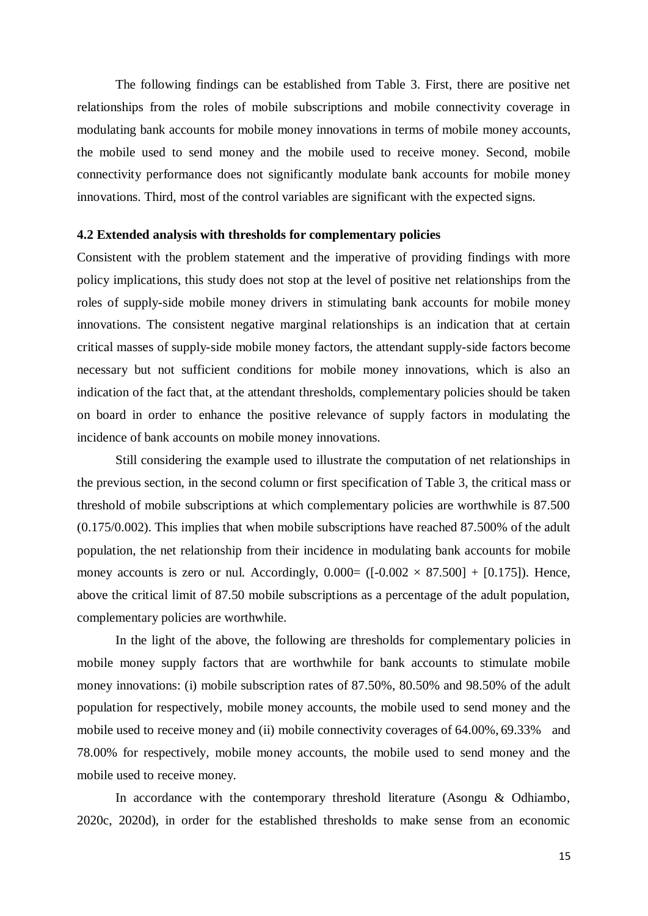The following findings can be established from Table 3. First, there are positive net relationships from the roles of mobile subscriptions and mobile connectivity coverage in modulating bank accounts for mobile money innovations in terms of mobile money accounts, the mobile used to send money and the mobile used to receive money. Second, mobile connectivity performance does not significantly modulate bank accounts for mobile money innovations. Third, most of the control variables are significant with the expected signs.

### 4.2 Extended analysis with thresholds for complementary policies

Consistent with the problem statement and the imperative of providing findings with more policy implications, this study does not stop at the level of positive net relationships from the roles of supply-side mobile money drivers in stimulating bank accounts for mobile money innovations. The consistent negative marginal relationships is an indication that at certain critical masses of supply-side mobile money factors, the attendant supply-side factors become necessary but not sufficient conditions for mobile money innovations, which is also an indication of the fact that, at the attendant thresholds, complementary policies should be taken on board in order to enhance the positive relevance of supply factors in modulating the incidence of bank accounts on mobile money innovations.

Still considering the example used to illustrate the computation of net relationships in the previous section, in the second column or first specification of Table 3, the critical mass or threshold of mobile subscriptions at which complementary policies are worthwhile is 87.500 (0.175/0.002). This implies that when mobile subscriptions have reached 87.500% of the adult population, the net relationship from their incidence in modulating bank accounts for mobile money accounts is zero or nul. Accordingly, $0.000 = ([-0.002 \times 87.500] + [0.175])$. Hence, above the critical limit of 87.50 mobile subscriptions as a percentage of the adult population, complementary policies are worthwhile.

In the light of the above, the following are thresholds for complementary policies in mobile money supply factors that are worthwhile for bank accounts to stimulate mobile money innovations: (i) mobile subscription rates of 87.50%, 80.50% and 98.50% of the adult population for respectively, mobile money accounts, the mobile used to send money and the mobile used to receive money and (ii) mobile connectivity coverages of 64.00%, 69.33% and 78.00% for respectively, mobile money accounts, the mobile used to send money and the mobile used to receive money.

In accordance with the contemporary threshold literature (Asongu & Odhiambo, 2020c, 2020d), in order for the established thresholds to make sense from an economic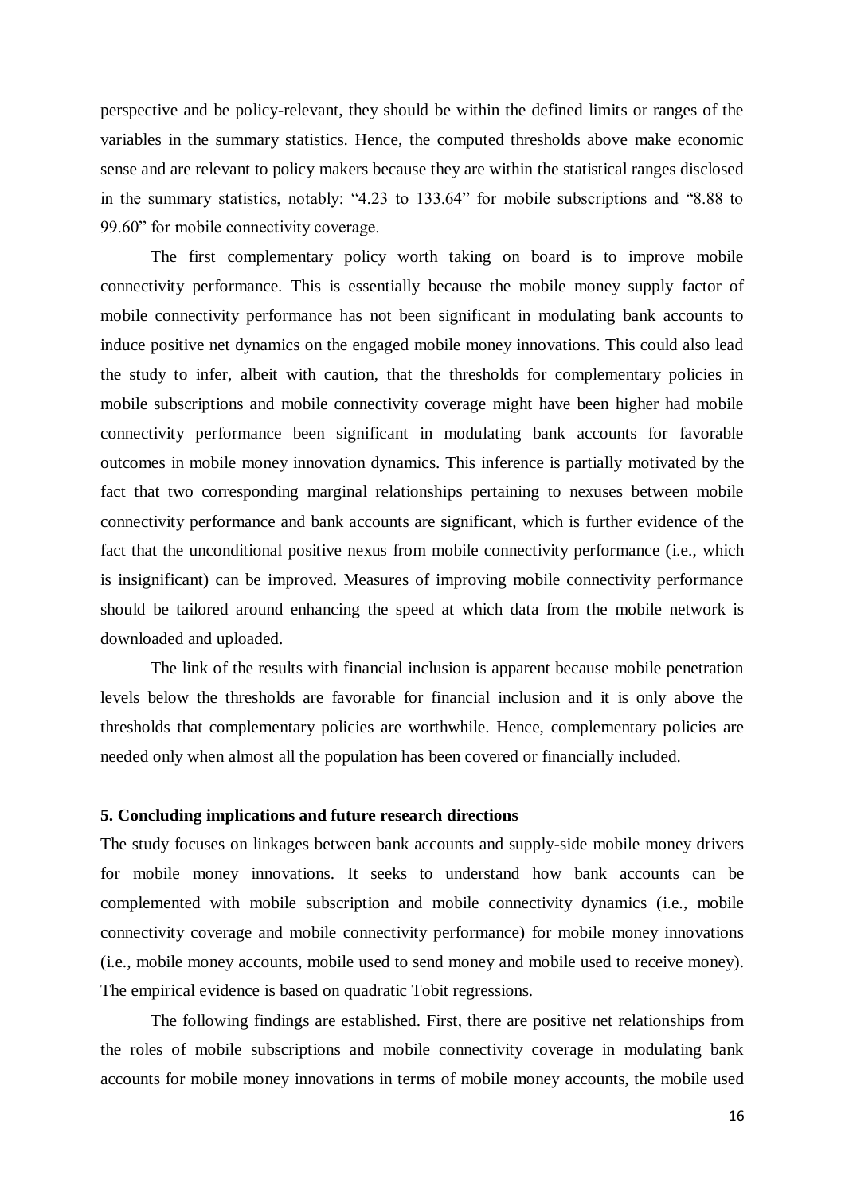perspective and be policy-relevant, they should be within the defined limits or ranges of the variables in the summary statistics. Hence, the computed thresholds above make economic sense and are relevant to policy makers because they are within the statistical ranges disclosed in the summary statistics, notably: "4.23 to 133.64" for mobile subscriptions and "8.88 to 99.60" for mobile connectivity coverage.

The first complementary policy worth taking on board is to improve mobile connectivity performance. This is essentially because the mobile money supply factor of mobile connectivity performance has not been significant in modulating bank accounts to induce positive net dynamics on the engaged mobile money innovations. This could also lead the study to infer, albeit with caution, that the thresholds for complementary policies in mobile subscriptions and mobile connectivity coverage might have been higher had mobile connectivity performance been significant in modulating bank accounts for favorable outcomes in mobile money innovation dynamics. This inference is partially motivated by the fact that two corresponding marginal relationships pertaining to nexuses between mobile connectivity performance and bank accounts are significant, which is further evidence of the fact that the unconditional positive nexus from mobile connectivity performance (i.e., which is insignificant) can be improved. Measures of improving mobile connectivity performance should be tailored around enhancing the speed at which data from the mobile network is downloaded and uploaded.

The link of the results with financial inclusion is apparent because mobile penetration levels below the thresholds are favorable for financial inclusion and it is only above the thresholds that complementary policies are worthwhile. Hence, complementary policies are needed only when almost all the population has been covered or financially included.

## 5. Concluding implications and future research directions

The study focuses on linkages between bank accounts and supply-side mobile money drivers for mobile money innovations. It seeks to understand how bank accounts can be complemented with mobile subscription and mobile connectivity dynamics (i.e., mobile connectivity coverage and mobile connectivity performance) for mobile money innovations (i.e., mobile money accounts, mobile used to send money and mobile used to receive money). The empirical evidence is based on quadratic Tobit regressions.

The following findings are established. First, there are positive net relationships from the roles of mobile subscriptions and mobile connectivity coverage in modulating bank accounts for mobile money innovations in terms of mobile money accounts, the mobile used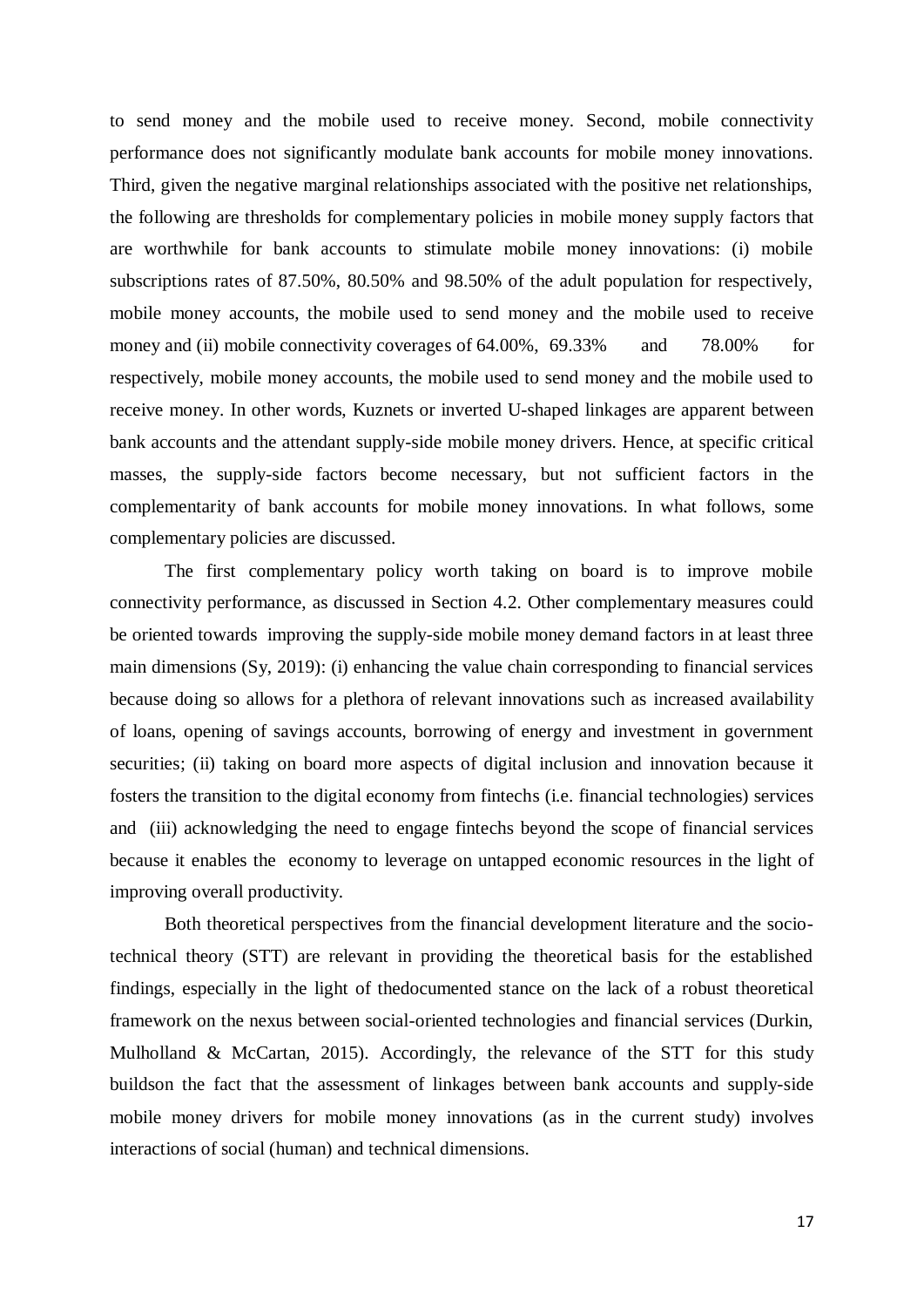to send money and the mobile used to receive money. Second, mobile connectivity performance does not significantly modulate bank accounts for mobile money innovations. Third, given the negative marginal relationships associated with the positive net relationships, the following are thresholds for complementary policies in mobile money supply factors that are worthwhile for bank accounts to stimulate mobile money innovations: (i) mobile subscriptions rates of 87.50%, 80.50% and 98.50% of the adult population for respectively, mobile money accounts, the mobile used to send money and the mobile used to receive money and (ii) mobile connectivity coverages of 64.00%, 69.33% and 78.00% for respectively, mobile money accounts, the mobile used to send money and the mobile used to receive money. In other words, Kuznets or inverted U-shaped linkages are apparent between bank accounts and the attendant supply-side mobile money drivers. Hence, at specific critical masses, the supply-side factors become necessary, but not sufficient factors in the complementarity of bank accounts for mobile money innovations. In what follows, some complementary policies are discussed.

The first complementary policy worth taking on board is to improve mobile connectivity performance, as discussed in Section 4.2. Other complementary measures could be oriented towards improving the supply-side mobile money demand factors in at least three main dimensions (Sy, 2019): (i) enhancing the value chain corresponding to financial services because doing so allows for a plethora of relevant innovations such as increased availability of loans, opening of savings accounts, borrowing of energy and investment in government securities; (ii) taking on board more aspects of digital inclusion and innovation because it fosters the transition to the digital economy from fintechs (i.e. financial technologies) services and (iii) acknowledging the need to engage fintechs beyond the scope of financial services because it enables the economy to leverage on untapped economic resources in the light of improving overall productivity.

Both theoretical perspectives from the financial development literature and the socio-technical theory (STT) are relevant in providing the theoretical basis for the established findings, especially in the light of thedocumented stance on the lack of a robust theoretical framework on the nexus between social-oriented technologies and financial services (Durkin, Mulholland & McCartan, 2015). Accordingly, the relevance of the STT for this study buildson the fact that the assessment of linkages between bank accounts and supply-side mobile money drivers for mobile money innovations (as in the current study) involves interactions of social (human) and technical dimensions.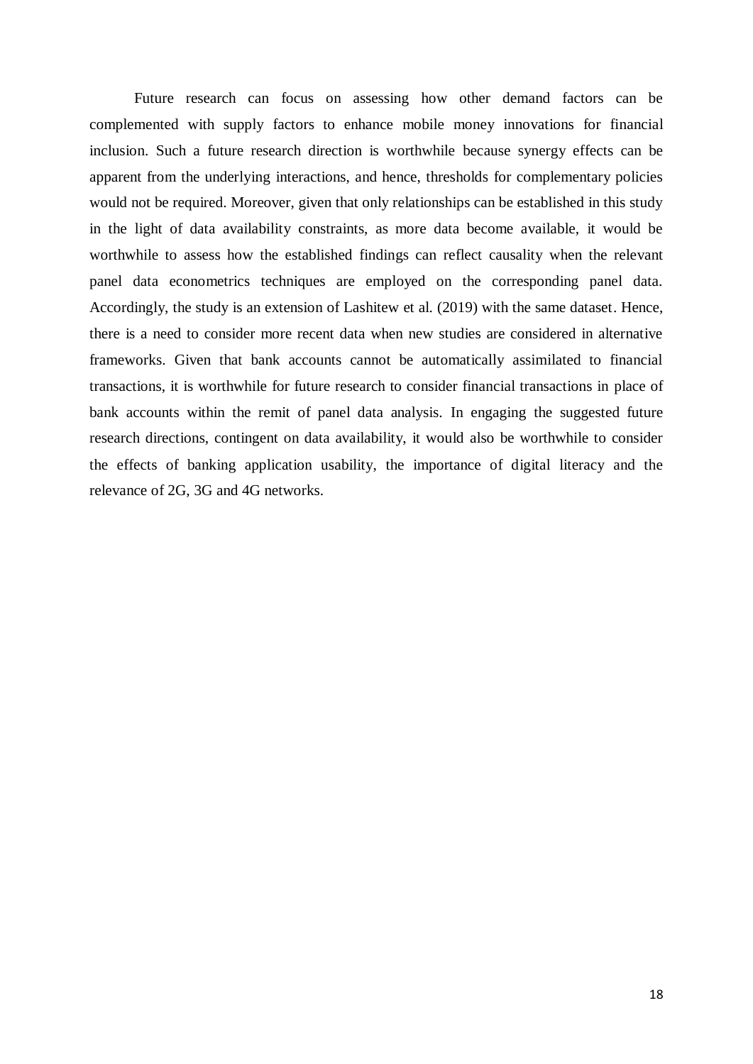Future research can focus on assessing how other demand factors can be complemented with supply factors to enhance mobile money innovations for financial inclusion. Such a future research direction is worthwhile because synergy effects can be apparent from the underlying interactions, and hence, thresholds for complementary policies would not be required. Moreover, given that only relationships can be established in this study in the light of data availability constraints, as more data become available, it would be worthwhile to assess how the established findings can reflect causality when the relevant panel data econometrics techniques are employed on the corresponding panel data. Accordingly, the study is an extension of Lashitew et al. (2019) with the same dataset. Hence, there is a need to consider more recent data when new studies are considered in alternative frameworks. Given that bank accounts cannot be automatically assimilated to financial transactions, it is worthwhile for future research to consider financial transactions in place of bank accounts within the remit of panel data analysis. In engaging the suggested future research directions, contingent on data availability, it would also be worthwhile to consider the effects of banking application usability, the importance of digital literacy and the relevance of 2G, 3G and 4G networks.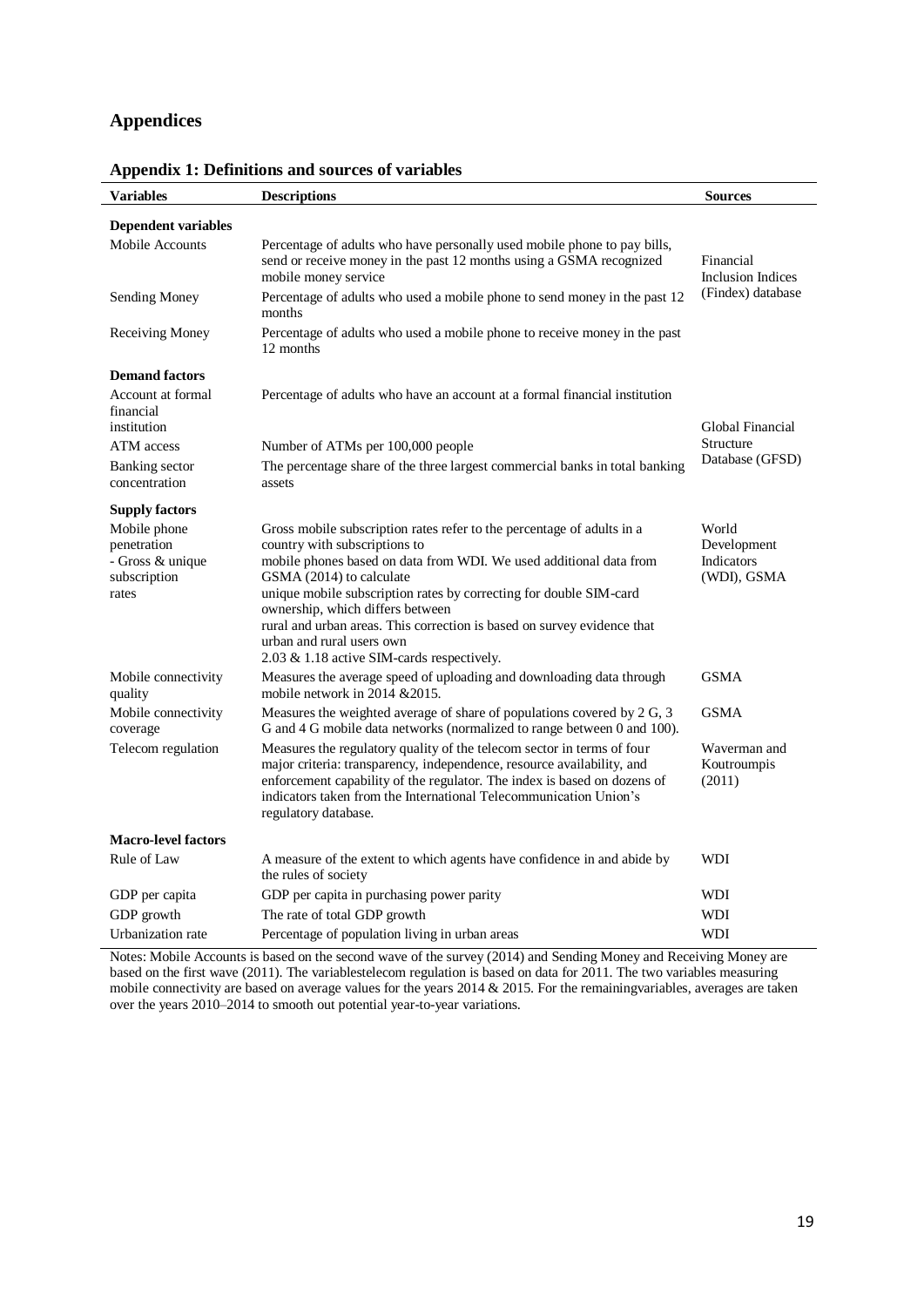# Appendices

## Appendix 1: Definitions and sources of variables

| Variables | Descriptions | Sources |
|---|---|---|
| **Dependent variables** | | |
| Mobile Accounts | Percentage of adults who have personally used mobile phone to pay bills, send or receive money in the past 12 months using a GSMA recognized mobile money service | Financial Inclusion Indices (Findex) database |
| Sending Money | Percentage of adults who used a mobile phone to send money in the past 12 months | |
| Receiving Money | Percentage of adults who used a mobile phone to receive money in the past 12 months | |
| **Demand factors** | | |
| Account at formal financial institution | Percentage of adults who have an account at a formal financial institution | Global Financial Structure Database (GFSD) |
| ATM access | Number of ATMs per 100,000 people | |
| Banking sector concentration | The percentage share of the three largest commercial banks in total banking assets | |
| **Supply factors** | | |
| Mobile phone penetration - Gross & unique subscription rates | Gross mobile subscription rates refer to the percentage of adults in a country with subscriptions to mobile phones based on data from WDI. We used additional data from GSMA (2014) to calculate unique mobile subscription rates by correcting for double SIM-card ownership, which differs between rural and urban areas. This correction is based on survey evidence that urban and rural users own 2.03 & 1.18 active SIM-cards respectively. | World Development Indicators (WDI), GSMA |
| Mobile connectivity quality | Measures the average speed of uploading and downloading data through mobile network in 2014 &2015. | GSMA |
| Mobile connectivity coverage | Measures the weighted average of share of populations covered by 2 G, 3 G and 4 G mobile data networks (normalized to range between 0 and 100). | GSMA |
| Telecom regulation | Measures the regulatory quality of the telecom sector in terms of four major criteria: transparency, independence, resource availability, and enforcement capability of the regulator. The index is based on dozens of indicators taken from the International Telecommunication Union's regulatory database. | Waverman and Koutroumpis (2011) |
| **Macro-level factors** | | |
| Rule of Law | A measure of the extent to which agents have confidence in and abide by the rules of society | WDI |
| GDP per capita | GDP per capita in purchasing power parity | WDI |
| GDP growth | The rate of total GDP growth | WDI |
| Urbanization rate | Percentage of population living in urban areas | WDI |

Notes: Mobile Accounts is based on the second wave of the survey (2014) and Sending Money and Receiving Money are based on the first wave (2011). The variablestelecom regulation is based on data for 2011. The two variables measuring mobile connectivity are based on average values for the years 2014 & 2015. For the remainingvariables, averages are taken over the years 2010–2014 to smooth out potential year-to-year variations.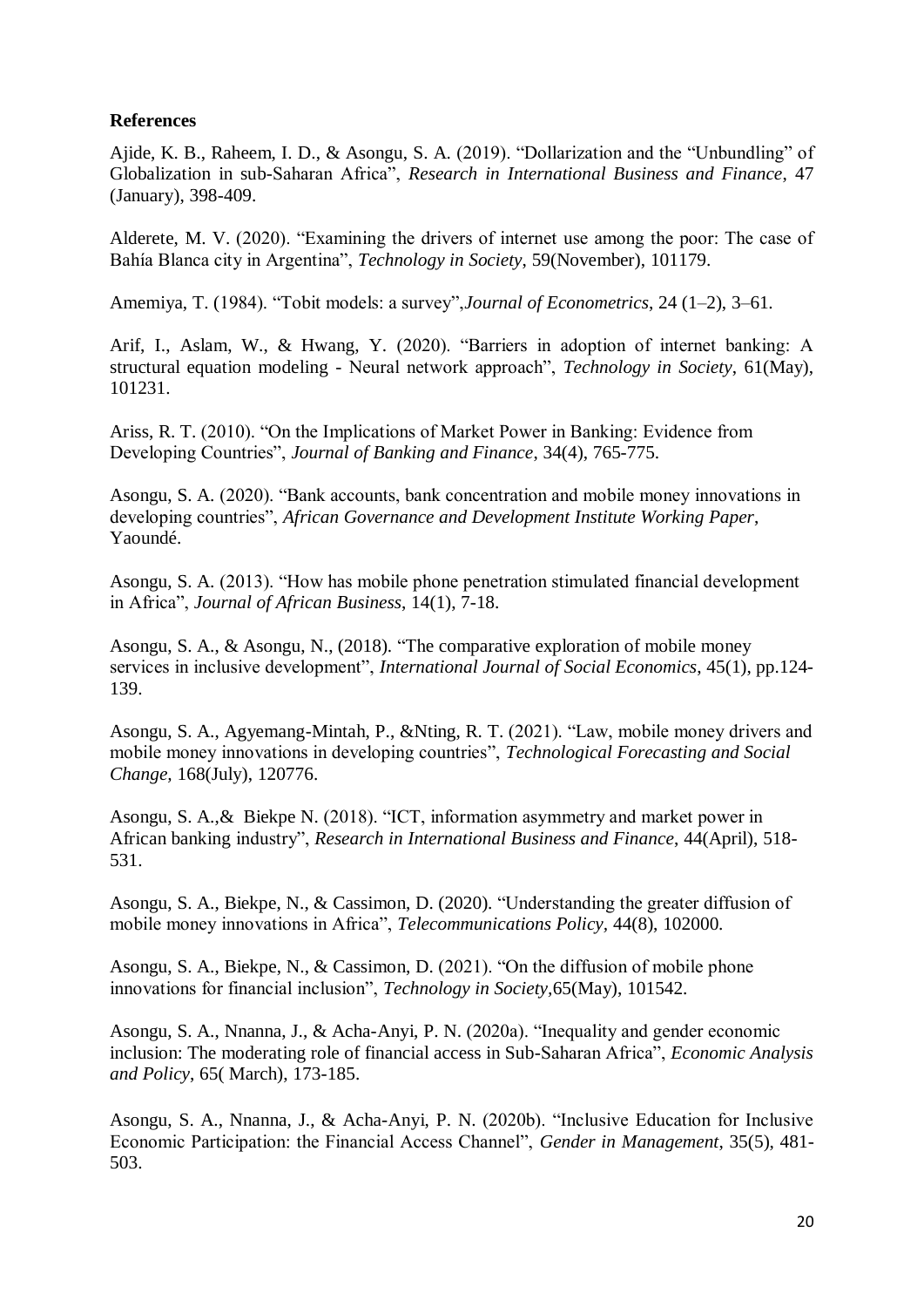**References**

Ajide, K. B., Raheem, I. D., & Asongu, S. A. (2019). "Dollarization and the "Unbundling" of Globalization in sub-Saharan Africa", *Research in International Business and Finance*, 47 (January), 398-409.

Alderete, M. V. (2020). "Examining the drivers of internet use among the poor: The case of Bahía Blanca city in Argentina", *Technology in Society*, 59(November), 101179.

Amemiya, T. (1984). "Tobit models: a survey",*Journal of Econometrics*, 24 (1–2), 3–61.

Arif, I., Aslam, W., & Hwang, Y. (2020). "Barriers in adoption of internet banking: A structural equation modeling - Neural network approach", *Technology in Society*, 61(May), 101231.

Ariss, R. T. (2010). "On the Implications of Market Power in Banking: Evidence from Developing Countries", *Journal of Banking and Finance*, 34(4), 765-775.

Asongu, S. A. (2020). "Bank accounts, bank concentration and mobile money innovations in developing countries", *African Governance and Development Institute Working Paper*, Yaoundé.

Asongu, S. A. (2013). "How has mobile phone penetration stimulated financial development in Africa", *Journal of African Business*, 14(1), 7-18.

Asongu, S. A., & Asongu, N., (2018). "The comparative exploration of mobile money services in inclusive development", *International Journal of Social Economics*, 45(1), pp.124-139.

Asongu, S. A., Agyemang-Mintah, P., &Nting, R. T. (2021). "Law, mobile money drivers and mobile money innovations in developing countries", *Technological Forecasting and Social Change*, 168(July), 120776.

Asongu, S. A.,& Biekpe N. (2018). "ICT, information asymmetry and market power in African banking industry", *Research in International Business and Finance*, 44(April), 518-531.

Asongu, S. A., Biekpe, N., & Cassimon, D. (2020). "Understanding the greater diffusion of mobile money innovations in Africa", *Telecommunications Policy*, 44(8), 102000.

Asongu, S. A., Biekpe, N., & Cassimon, D. (2021). "On the diffusion of mobile phone innovations for financial inclusion", *Technology in Society*,65(May), 101542.

Asongu, S. A., Nnanna, J., & Acha-Anyi, P. N. (2020a). "Inequality and gender economic inclusion: The moderating role of financial access in Sub-Saharan Africa", *Economic Analysis and Policy*, 65( March), 173-185.

Asongu, S. A., Nnanna, J., & Acha-Anyi, P. N. (2020b). "Inclusive Education for Inclusive Economic Participation: the Financial Access Channel", *Gender in Management*, 35(5), 481-503.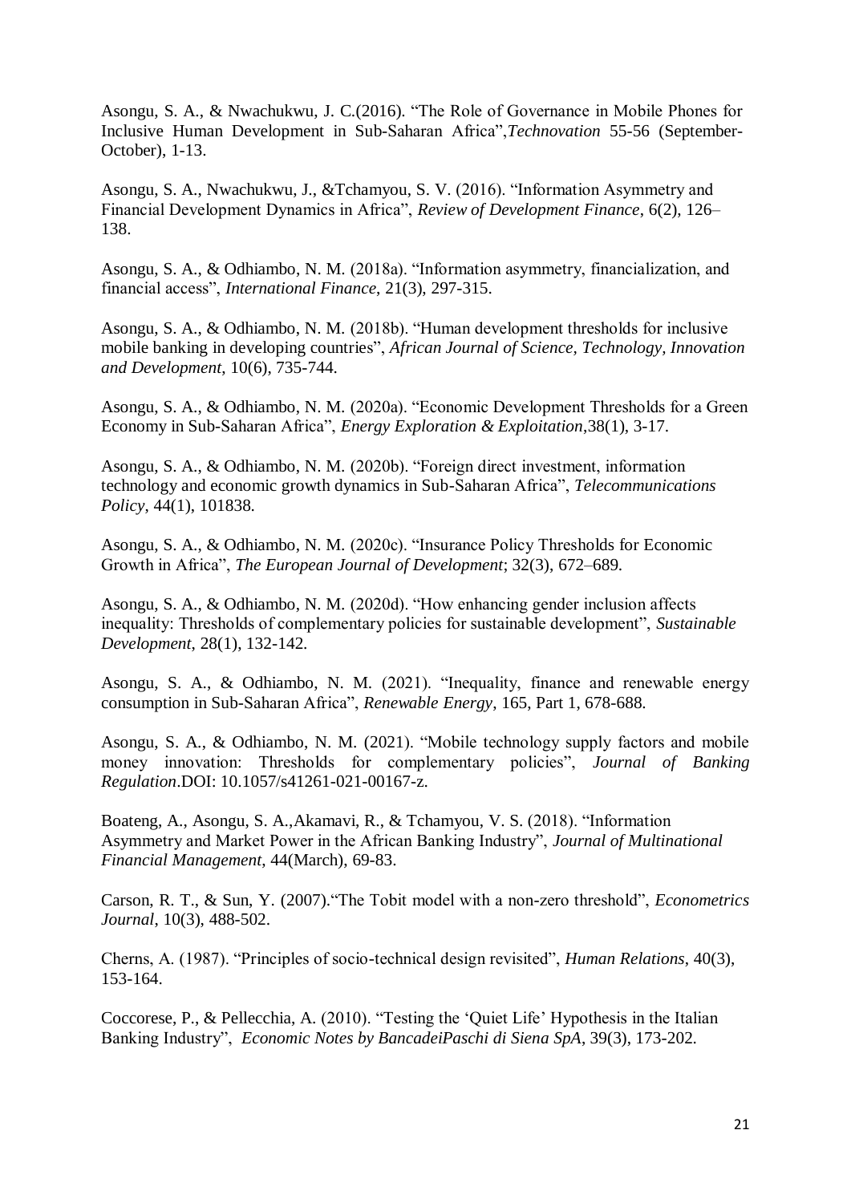Asongu, S. A., & Nwachukwu, J. C.(2016). "The Role of Governance in Mobile Phones for Inclusive Human Development in Sub-Saharan Africa",*Technovation* 55-56 (September-October), 1-13.

Asongu, S. A., Nwachukwu, J., &Tchamyou, S. V. (2016). "Information Asymmetry and Financial Development Dynamics in Africa", *Review of Development Finance*, 6(2), 126–138.

Asongu, S. A., & Odhiambo, N. M. (2018a). "Information asymmetry, financialization, and financial access", *International Finance*, 21(3), 297-315.

Asongu, S. A., & Odhiambo, N. M. (2018b). "Human development thresholds for inclusive mobile banking in developing countries", *African Journal of Science, Technology, Innovation and Development*, 10(6), 735-744.

Asongu, S. A., & Odhiambo, N. M. (2020a). "Economic Development Thresholds for a Green Economy in Sub-Saharan Africa", *Energy Exploration & Exploitation*,38(1), 3-17.

Asongu, S. A., & Odhiambo, N. M. (2020b). "Foreign direct investment, information technology and economic growth dynamics in Sub-Saharan Africa", *Telecommunications Policy*, 44(1), 101838.

Asongu, S. A., & Odhiambo, N. M. (2020c). "Insurance Policy Thresholds for Economic Growth in Africa", *The European Journal of Development*; 32(3), 672–689.

Asongu, S. A., & Odhiambo, N. M. (2020d). "How enhancing gender inclusion affects inequality: Thresholds of complementary policies for sustainable development", *Sustainable Development*, 28(1), 132-142.

Asongu, S. A., & Odhiambo, N. M. (2021). "Inequality, finance and renewable energy consumption in Sub-Saharan Africa", *Renewable Energy*, 165, Part 1, 678-688.

Asongu, S. A., & Odhiambo, N. M. (2021). "Mobile technology supply factors and mobile money innovation: Thresholds for complementary policies", *Journal of Banking Regulation*.DOI: 10.1057/s41261-021-00167-z.

Boateng, A., Asongu, S. A.,Akamavi, R., & Tchamyou, V. S. (2018). "Information Asymmetry and Market Power in the African Banking Industry", *Journal of Multinational Financial Management*, 44(March), 69-83.

Carson, R. T., & Sun, Y. (2007)."The Tobit model with a non-zero threshold", *Econometrics Journal*, 10(3), 488-502.

Cherns, A. (1987). "Principles of socio-technical design revisited", *Human Relations*, 40(3), 153-164.

Coccorese, P., & Pellecchia, A. (2010). "Testing the 'Quiet Life' Hypothesis in the Italian Banking Industry", *Economic Notes by BancadeiPaschi di Siena SpA*, 39(3), 173-202.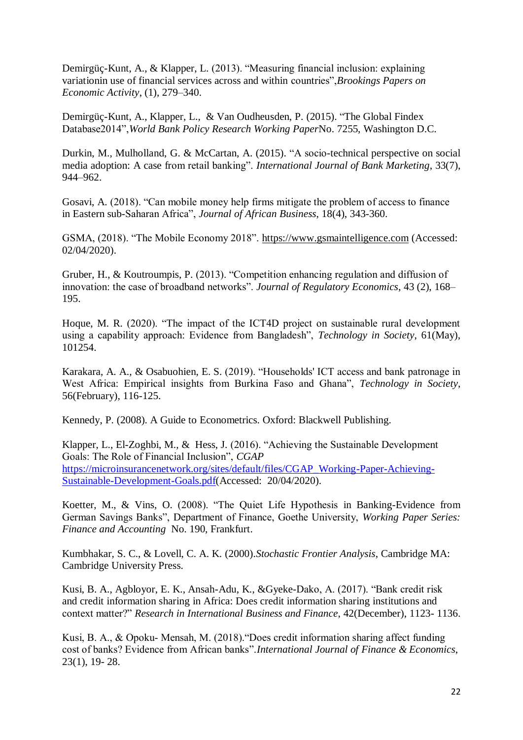Demirgüç-Kunt, A., & Klapper, L. (2013). "Measuring financial inclusion: explaining variationin use of financial services across and within countries",*Brookings Papers on Economic Activity*, (1), 279–340.

Demirgüç-Kunt, A., Klapper, L., & Van Oudheusden, P. (2015). "The Global Findex Database2014",*World Bank Policy Research Working Paper*No. 7255, Washington D.C.

Durkin, M., Mulholland, G. & McCartan, A. (2015). "A socio-technical perspective on social media adoption: A case from retail banking". *International Journal of Bank Marketing*, 33(7), 944–962.

Gosavi, A. (2018). "Can mobile money help firms mitigate the problem of access to finance in Eastern sub-Saharan Africa", *Journal of African Business*, 18(4), 343-360.

GSMA, (2018). "The Mobile Economy 2018". https://www.gsmaintelligence.com (Accessed: 02/04/2020).

Gruber, H., & Koutroumpis, P. (2013). "Competition enhancing regulation and diffusion of innovation: the case of broadband networks". *Journal of Regulatory Economics*, 43 (2), 168–195.

Hoque, M. R. (2020). "The impact of the ICT4D project on sustainable rural development using a capability approach: Evidence from Bangladesh", *Technology in Society*, 61(May), 101254.

Karakara, A. A., & Osabuohien, E. S. (2019). "Households' ICT access and bank patronage in West Africa: Empirical insights from Burkina Faso and Ghana", *Technology in Society*, 56(February), 116-125.

Kennedy, P. (2008). A Guide to Econometrics. Oxford: Blackwell Publishing.

Klapper, L., El-Zoghbi, M., & Hess, J. (2016). "Achieving the Sustainable Development Goals: The Role of Financial Inclusion", *CGAP* https://microinsurancenetwork.org/sites/default/files/CGAP_Working-Paper-Achieving-Sustainable-Development-Goals.pdf(Accessed: 20/04/2020).

Koetter, M., & Vins, O. (2008). "The Quiet Life Hypothesis in Banking-Evidence from German Savings Banks", Department of Finance, Goethe University, *Working Paper Series: Finance and Accounting* No. 190, Frankfurt.

Kumbhakar, S. C., & Lovell, C. A. K. (2000).*Stochastic Frontier Analysis*, Cambridge MA: Cambridge University Press.

Kusi, B. A., Agbloyor, E. K., Ansah-Adu, K., &Gyeke-Dako, A. (2017). "Bank credit risk and credit information sharing in Africa: Does credit information sharing institutions and context matter?" *Research in International Business and Finance*, 42(December), 1123- 1136.

Kusi, B. A., & Opoku- Mensah, M. (2018)."Does credit information sharing affect funding cost of banks? Evidence from African banks".*International Journal of Finance & Economics*, 23(1), 19- 28.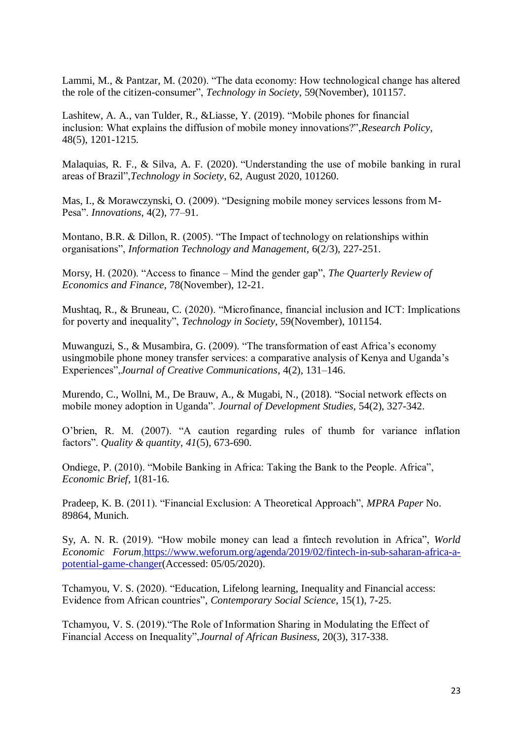Lammi, M., & Pantzar, M. (2020). "The data economy: How technological change has altered the role of the citizen-consumer", *Technology in Society*, 59(November), 101157.

Lashitew, A. A., van Tulder, R., &Liasse, Y. (2019). "Mobile phones for financial inclusion: What explains the diffusion of mobile money innovations?",*Research Policy*, 48(5), 1201-1215.

Malaquias, R. F., & Silva, A. F. (2020). "Understanding the use of mobile banking in rural areas of Brazil",*Technology in Society*, 62, August 2020, 101260.

Mas, I., & Morawczynski, O. (2009). "Designing mobile money services lessons from M-Pesa". *Innovations*, 4(2), 77–91.

Montano, B.R. & Dillon, R. (2005). "The Impact of technology on relationships within organisations", *Information Technology and Management*, 6(2/3), 227-251.

Morsy, H. (2020). "Access to finance – Mind the gender gap", *The Quarterly Review of Economics and Finance*, 78(November), 12-21.

Mushtaq, R., & Bruneau, C. (2020). "Microfinance, financial inclusion and ICT: Implications for poverty and inequality", *Technology in Society*, 59(November), 101154.

Muwanguzi, S., & Musambira, G. (2009). "The transformation of east Africa's economy usingmobile phone money transfer services: a comparative analysis of Kenya and Uganda's Experiences",*Journal of Creative Communications*, 4(2), 131–146.

Murendo, C., Wollni, M., De Brauw, A., & Mugabi, N., (2018). "Social network effects on mobile money adoption in Uganda". *Journal of Development Studies*, 54(2), 327-342.

O'brien, R. M. (2007). "A caution regarding rules of thumb for variance inflation factors". *Quality & quantity*, *41*(5), 673-690.

Ondiege, P. (2010). "Mobile Banking in Africa: Taking the Bank to the People. Africa", *Economic Brief*, 1(81-16.

Pradeep, K. B. (2011). "Financial Exclusion: A Theoretical Approach", *MPRA Paper* No. 89864, Munich.

Sy, A. N. R. (2019). "How mobile money can lead a fintech revolution in Africa", *World Economic Forum*,https://www.weforum.org/agenda/2019/02/fintech-in-sub-saharan-africa-a-potential-game-changer(Accessed: 05/05/2020).

Tchamyou, V. S. (2020). "Education, Lifelong learning, Inequality and Financial access: Evidence from African countries", *Contemporary Social Science*, 15(1), 7-25.

Tchamyou, V. S. (2019)."The Role of Information Sharing in Modulating the Effect of Financial Access on Inequality",*Journal of African Business*, 20(3), 317-338.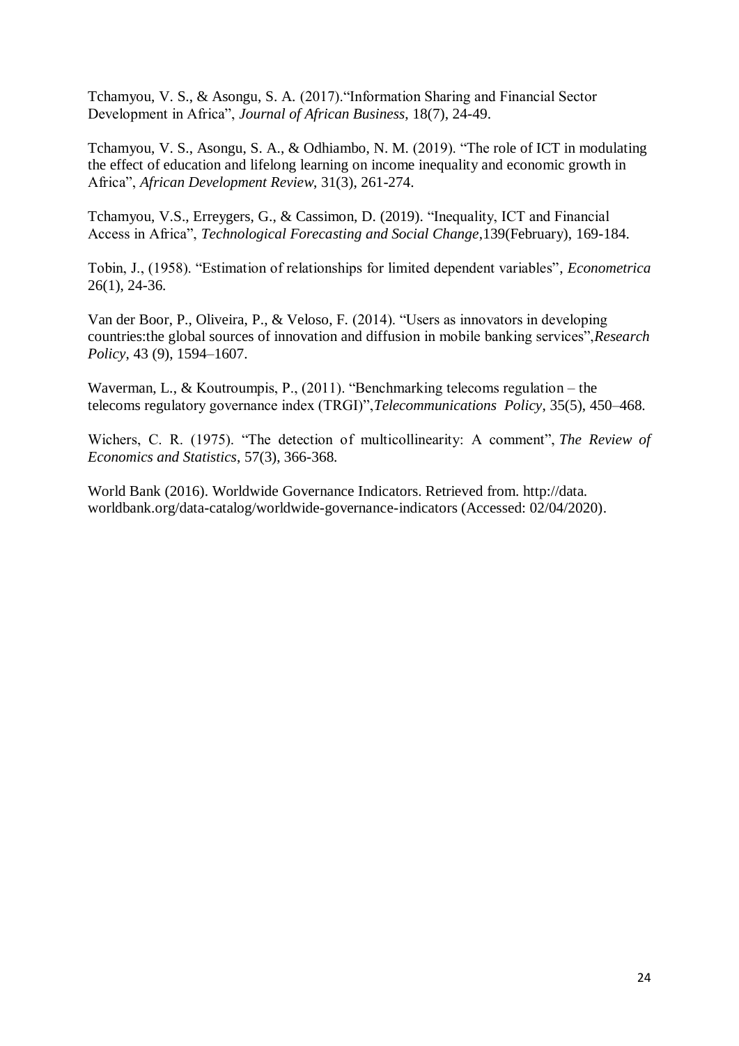Tchamyou, V. S., & Asongu, S. A. (2017)."Information Sharing and Financial Sector Development in Africa", *Journal of African Business*, 18(7), 24-49.

Tchamyou, V. S., Asongu, S. A., & Odhiambo, N. M. (2019). "The role of ICT in modulating the effect of education and lifelong learning on income inequality and economic growth in Africa", *African Development Review*, 31(3), 261-274.

Tchamyou, V.S., Erreygers, G., & Cassimon, D. (2019). "Inequality, ICT and Financial Access in Africa", *Technological Forecasting and Social Change*,139(February), 169-184.

Tobin, J., (1958). "Estimation of relationships for limited dependent variables", *Econometrica* 26(1), 24-36.

Van der Boor, P., Oliveira, P., & Veloso, F. (2014). "Users as innovators in developing countries:the global sources of innovation and diffusion in mobile banking services",*Research Policy*, 43 (9), 1594–1607.

Waverman, L., & Koutroumpis, P., (2011). "Benchmarking telecoms regulation – the telecoms regulatory governance index (TRGI)",*Telecommunications Policy*, 35(5), 450–468.

Wichers, C. R. (1975). "The detection of multicollinearity: A comment", *The Review of Economics and Statistics*, 57(3), 366-368.

World Bank (2016). Worldwide Governance Indicators. Retrieved from. http://data.worldbank.org/data-catalog/worldwide-governance-indicators (Accessed: 02/04/2020).